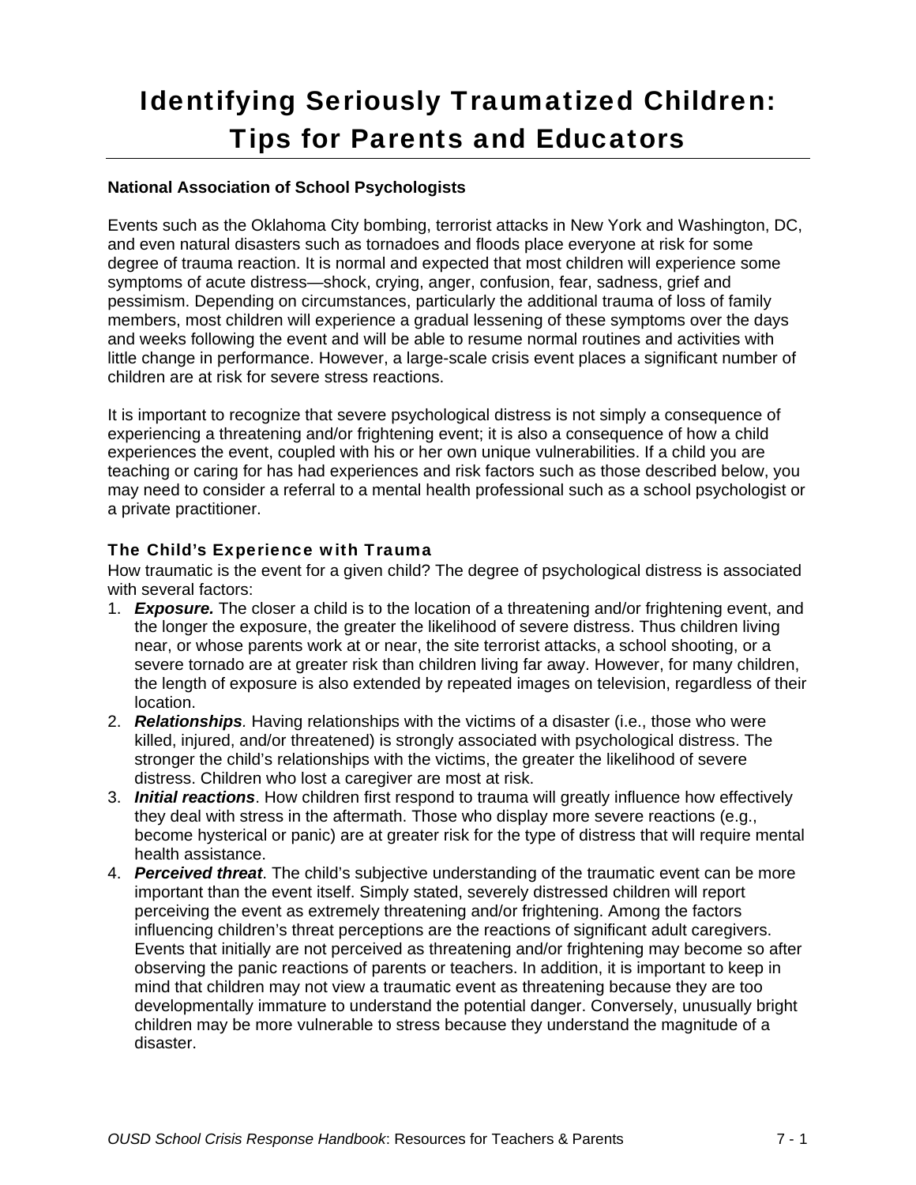# Identifying Seriously Traumatized Children: Tips for Parents and Educators

**National Association of School Psychologists**

Events such as the Oklahoma City bombing, terrorist attacks in New York and Washington, DC, and even natural disasters such as tornadoes and floods place everyone at risk for some degree of trauma reaction. It is normal and expected that most children will experience some symptoms of acute distress—shock, crying, anger, confusion, fear, sadness, grief and pessimism. Depending on circumstances, particularly the additional trauma of loss of family members, most children will experience a gradual lessening of these symptoms over the days and weeks following the event and will be able to resume normal routines and activities with little change in performance. However, a large-scale crisis event places a significant number of children are at risk for severe stress reactions.

It is important to recognize that severe psychological distress is not simply a consequence of experiencing a threatening and/or frightening event; it is also a consequence of how a child experiences the event, coupled with his or her own unique vulnerabilities. If a child you are teaching or caring for has had experiences and risk factors such as those described below, you may need to consider a referral to a mental health professional such as a school psychologist or a private practitioner.

### The Child's Experience with Trauma

How traumatic is the event for a given child? The degree of psychological distress is associated with several factors:

1. ***Exposure.*** The closer a child is to the location of a threatening and/or frightening event, and the longer the exposure, the greater the likelihood of severe distress. Thus children living near, or whose parents work at or near, the site terrorist attacks, a school shooting, or a severe tornado are at greater risk than children living far away. However, for many children, the length of exposure is also extended by repeated images on television, regardless of their location.
2. ***Relationships***. Having relationships with the victims of a disaster (i.e., those who were killed, injured, and/or threatened) is strongly associated with psychological distress. The stronger the child's relationships with the victims, the greater the likelihood of severe distress. Children who lost a caregiver are most at risk.
3. ***Initial reactions***. How children first respond to trauma will greatly influence how effectively they deal with stress in the aftermath. Those who display more severe reactions (e.g., become hysterical or panic) are at greater risk for the type of distress that will require mental health assistance.
4. ***Perceived threat***. The child's subjective understanding of the traumatic event can be more important than the event itself. Simply stated, severely distressed children will report perceiving the event as extremely threatening and/or frightening. Among the factors influencing children's threat perceptions are the reactions of significant adult caregivers. Events that initially are not perceived as threatening and/or frightening may become so after observing the panic reactions of parents or teachers. In addition, it is important to keep in mind that children may not view a traumatic event as threatening because they are too developmentally immature to understand the potential danger. Conversely, unusually bright children may be more vulnerable to stress because they understand the magnitude of a disaster.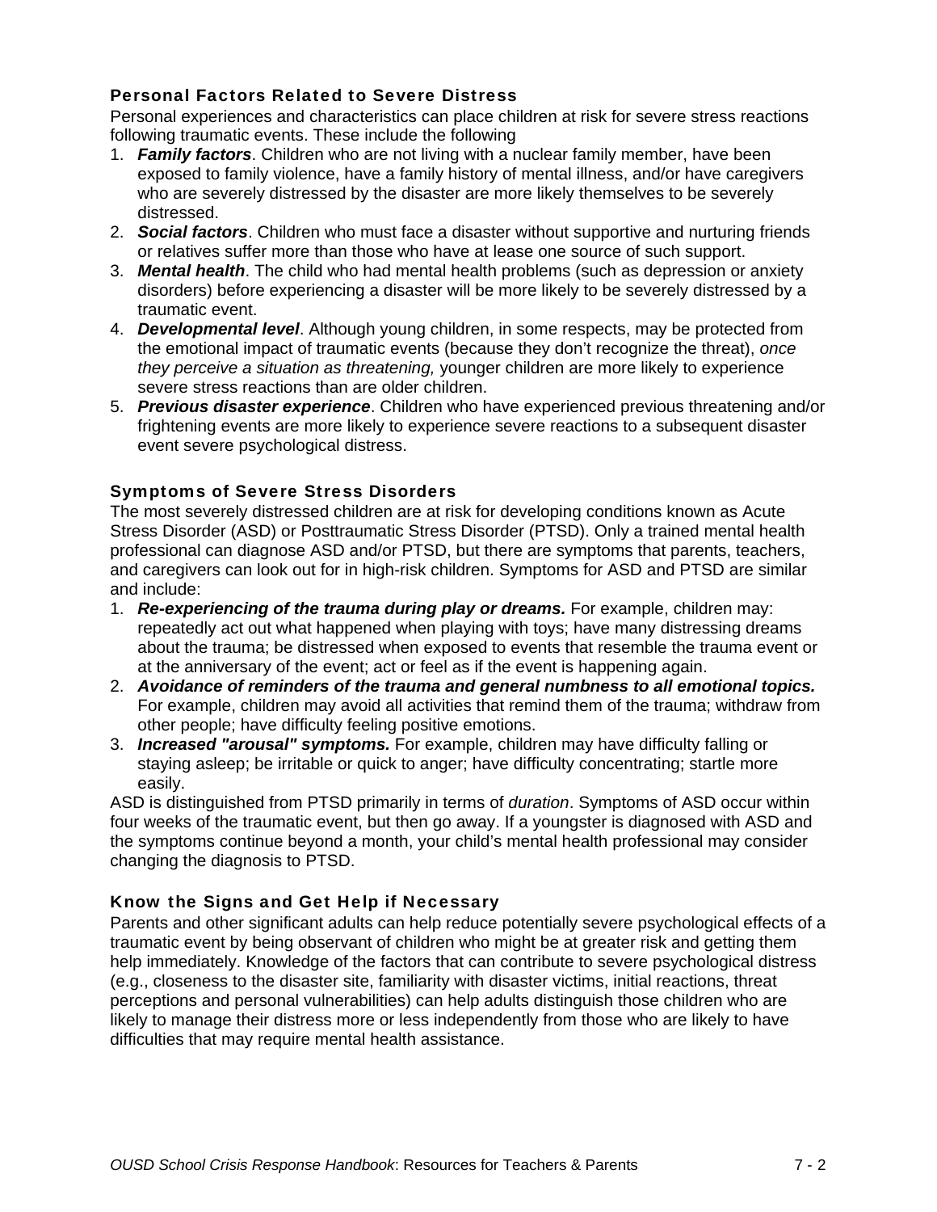### Personal Factors Related to Severe Distress

Personal experiences and characteristics can place children at risk for severe stress reactions following traumatic events. These include the following

1. ***Family factors***. Children who are not living with a nuclear family member, have been exposed to family violence, have a family history of mental illness, and/or have caregivers who are severely distressed by the disaster are more likely themselves to be severely distressed.
2. ***Social factors***. Children who must face a disaster without supportive and nurturing friends or relatives suffer more than those who have at lease one source of such support.
3. ***Mental health***. The child who had mental health problems (such as depression or anxiety disorders) before experiencing a disaster will be more likely to be severely distressed by a traumatic event.
4. ***Developmental level***. Although young children, in some respects, may be protected from the emotional impact of traumatic events (because they don't recognize the threat), *once they perceive a situation as threatening,* younger children are more likely to experience severe stress reactions than are older children.
5. ***Previous disaster experience***. Children who have experienced previous threatening and/or frightening events are more likely to experience severe reactions to a subsequent disaster event severe psychological distress.

### Symptoms of Severe Stress Disorders

The most severely distressed children are at risk for developing conditions known as Acute Stress Disorder (ASD) or Posttraumatic Stress Disorder (PTSD). Only a trained mental health professional can diagnose ASD and/or PTSD, but there are symptoms that parents, teachers, and caregivers can look out for in high-risk children. Symptoms for ASD and PTSD are similar and include:

1. ***Re-experiencing of the trauma during play or dreams.*** For example, children may: repeatedly act out what happened when playing with toys; have many distressing dreams about the trauma; be distressed when exposed to events that resemble the trauma event or at the anniversary of the event; act or feel as if the event is happening again.
2. ***Avoidance of reminders of the trauma and general numbness to all emotional topics.*** For example, children may avoid all activities that remind them of the trauma; withdraw from other people; have difficulty feeling positive emotions.
3. ***Increased "arousal" symptoms.*** For example, children may have difficulty falling or staying asleep; be irritable or quick to anger; have difficulty concentrating; startle more easily.

ASD is distinguished from PTSD primarily in terms of *duration*. Symptoms of ASD occur within four weeks of the traumatic event, but then go away. If a youngster is diagnosed with ASD and the symptoms continue beyond a month, your child's mental health professional may consider changing the diagnosis to PTSD.

### Know the Signs and Get Help if Necessary

Parents and other significant adults can help reduce potentially severe psychological effects of a traumatic event by being observant of children who might be at greater risk and getting them help immediately. Knowledge of the factors that can contribute to severe psychological distress (e.g., closeness to the disaster site, familiarity with disaster victims, initial reactions, threat perceptions and personal vulnerabilities) can help adults distinguish those children who are likely to manage their distress more or less independently from those who are likely to have difficulties that may require mental health assistance.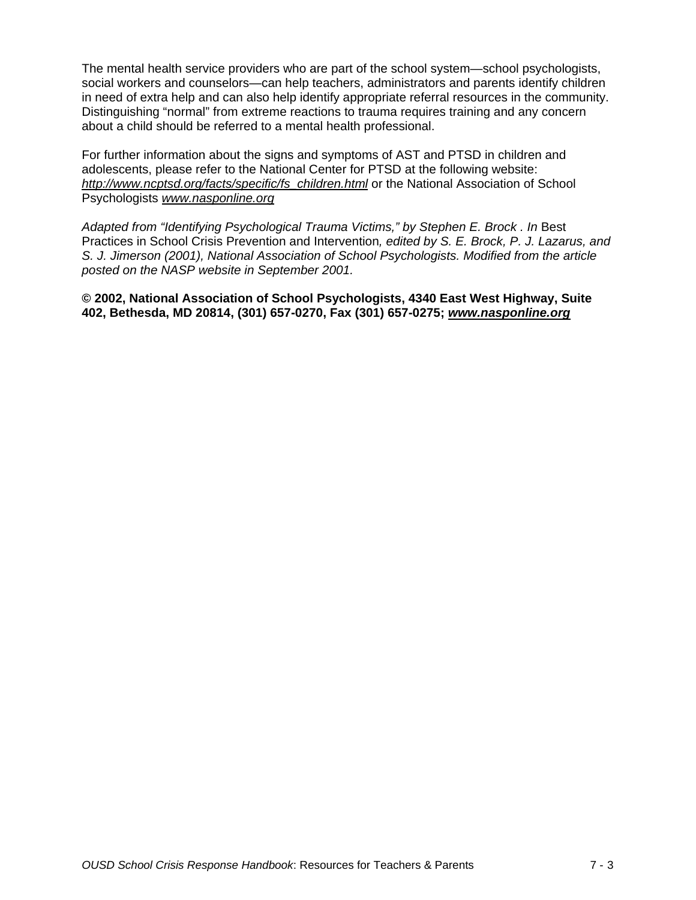The mental health service providers who are part of the school system—school psychologists, social workers and counselors—can help teachers, administrators and parents identify children in need of extra help and can also help identify appropriate referral resources in the community. Distinguishing "normal" from extreme reactions to trauma requires training and any concern about a child should be referred to a mental health professional.

For further information about the signs and symptoms of AST and PTSD in children and adolescents, please refer to the National Center for PTSD at the following website: *http://www.ncptsd.org/facts/specific/fs_children.html* or the National Association of School Psychologists *www.nasponline.org*

*Adapted from "Identifying Psychological Trauma Victims," by Stephen E. Brock . In* Best Practices in School Crisis Prevention and Intervention*, edited by S. E. Brock, P. J. Lazarus, and S. J. Jimerson (2001), National Association of School Psychologists. Modified from the article posted on the NASP website in September 2001.*

**© 2002, National Association of School Psychologists, 4340 East West Highway, Suite 402, Bethesda, MD 20814, (301) 657-0270, Fax (301) 657-0275; *www.nasponline.org***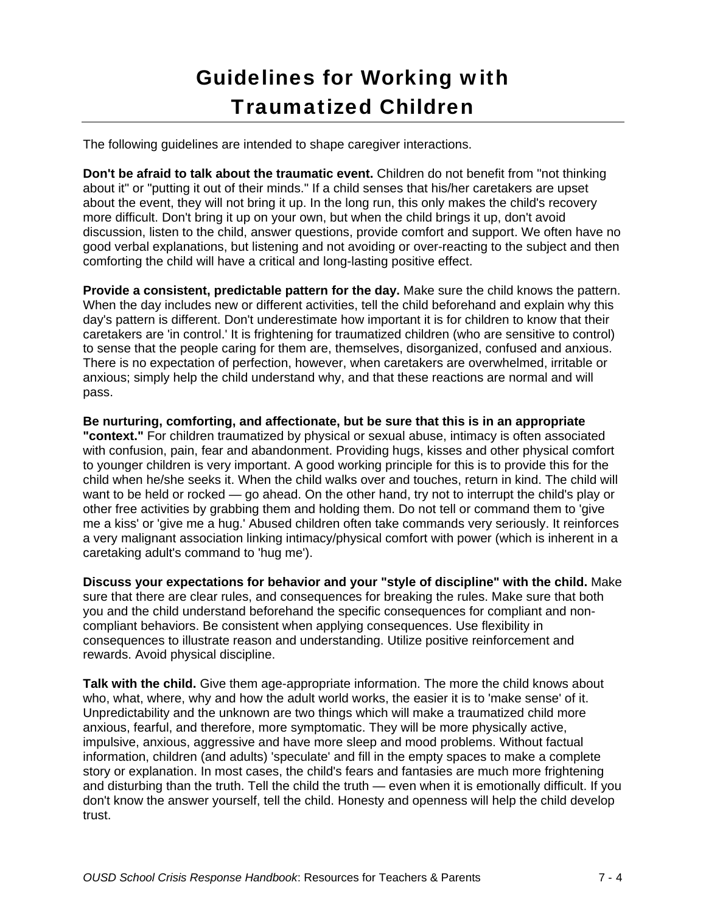# Guidelines for Working with Traumatized Children

The following guidelines are intended to shape caregiver interactions.

**Don't be afraid to talk about the traumatic event.** Children do not benefit from "not thinking about it" or "putting it out of their minds." If a child senses that his/her caretakers are upset about the event, they will not bring it up. In the long run, this only makes the child's recovery more difficult. Don't bring it up on your own, but when the child brings it up, don't avoid discussion, listen to the child, answer questions, provide comfort and support. We often have no good verbal explanations, but listening and not avoiding or over-reacting to the subject and then comforting the child will have a critical and long-lasting positive effect.

**Provide a consistent, predictable pattern for the day.** Make sure the child knows the pattern. When the day includes new or different activities, tell the child beforehand and explain why this day's pattern is different. Don't underestimate how important it is for children to know that their caretakers are 'in control.' It is frightening for traumatized children (who are sensitive to control) to sense that the people caring for them are, themselves, disorganized, confused and anxious. There is no expectation of perfection, however, when caretakers are overwhelmed, irritable or anxious; simply help the child understand why, and that these reactions are normal and will pass.

**Be nurturing, comforting, and affectionate, but be sure that this is in an appropriate "context."** For children traumatized by physical or sexual abuse, intimacy is often associated with confusion, pain, fear and abandonment. Providing hugs, kisses and other physical comfort to younger children is very important. A good working principle for this is to provide this for the child when he/she seeks it. When the child walks over and touches, return in kind. The child will want to be held or rocked — go ahead. On the other hand, try not to interrupt the child's play or other free activities by grabbing them and holding them. Do not tell or command them to 'give me a kiss' or 'give me a hug.' Abused children often take commands very seriously. It reinforces a very malignant association linking intimacy/physical comfort with power (which is inherent in a caretaking adult's command to 'hug me').

**Discuss your expectations for behavior and your "style of discipline" with the child.** Make sure that there are clear rules, and consequences for breaking the rules. Make sure that both you and the child understand beforehand the specific consequences for compliant and non-compliant behaviors. Be consistent when applying consequences. Use flexibility in consequences to illustrate reason and understanding. Utilize positive reinforcement and rewards. Avoid physical discipline.

**Talk with the child.** Give them age-appropriate information. The more the child knows about who, what, where, why and how the adult world works, the easier it is to 'make sense' of it. Unpredictability and the unknown are two things which will make a traumatized child more anxious, fearful, and therefore, more symptomatic. They will be more physically active, impulsive, anxious, aggressive and have more sleep and mood problems. Without factual information, children (and adults) 'speculate' and fill in the empty spaces to make a complete story or explanation. In most cases, the child's fears and fantasies are much more frightening and disturbing than the truth. Tell the child the truth — even when it is emotionally difficult. If you don't know the answer yourself, tell the child. Honesty and openness will help the child develop trust.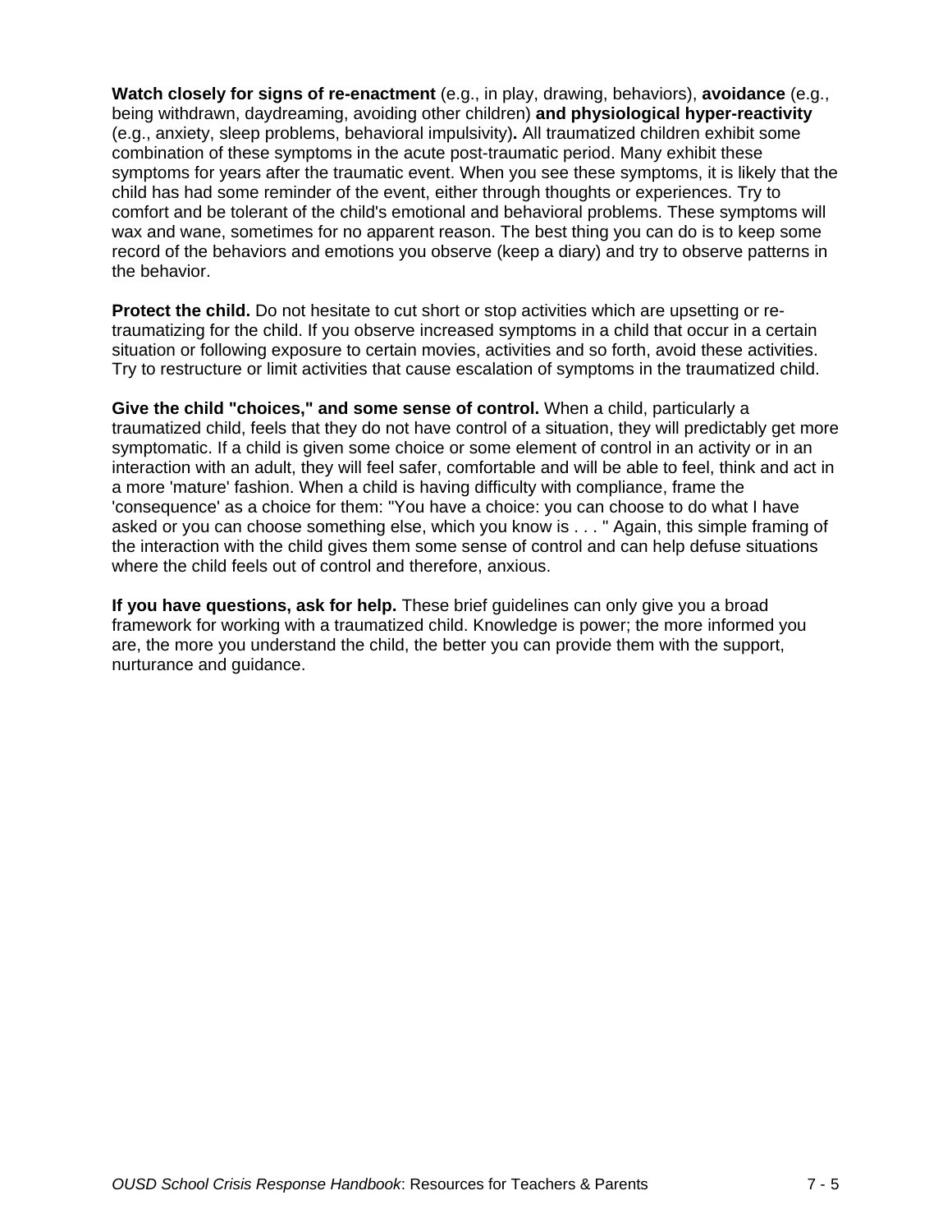**Watch closely for signs of re-enactment** (e.g., in play, drawing, behaviors), **avoidance** (e.g., being withdrawn, daydreaming, avoiding other children) **and physiological hyper-reactivity** (e.g., anxiety, sleep problems, behavioral impulsivity)**.** All traumatized children exhibit some combination of these symptoms in the acute post-traumatic period. Many exhibit these symptoms for years after the traumatic event. When you see these symptoms, it is likely that the child has had some reminder of the event, either through thoughts or experiences. Try to comfort and be tolerant of the child's emotional and behavioral problems. These symptoms will wax and wane, sometimes for no apparent reason. The best thing you can do is to keep some record of the behaviors and emotions you observe (keep a diary) and try to observe patterns in the behavior.

**Protect the child.** Do not hesitate to cut short or stop activities which are upsetting or re-traumatizing for the child. If you observe increased symptoms in a child that occur in a certain situation or following exposure to certain movies, activities and so forth, avoid these activities. Try to restructure or limit activities that cause escalation of symptoms in the traumatized child.

**Give the child "choices," and some sense of control.** When a child, particularly a traumatized child, feels that they do not have control of a situation, they will predictably get more symptomatic. If a child is given some choice or some element of control in an activity or in an interaction with an adult, they will feel safer, comfortable and will be able to feel, think and act in a more 'mature' fashion. When a child is having difficulty with compliance, frame the 'consequence' as a choice for them: "You have a choice: you can choose to do what I have asked or you can choose something else, which you know is . . . " Again, this simple framing of the interaction with the child gives them some sense of control and can help defuse situations where the child feels out of control and therefore, anxious.

**If you have questions, ask for help.** These brief guidelines can only give you a broad framework for working with a traumatized child. Knowledge is power; the more informed you are, the more you understand the child, the better you can provide them with the support, nurturance and guidance.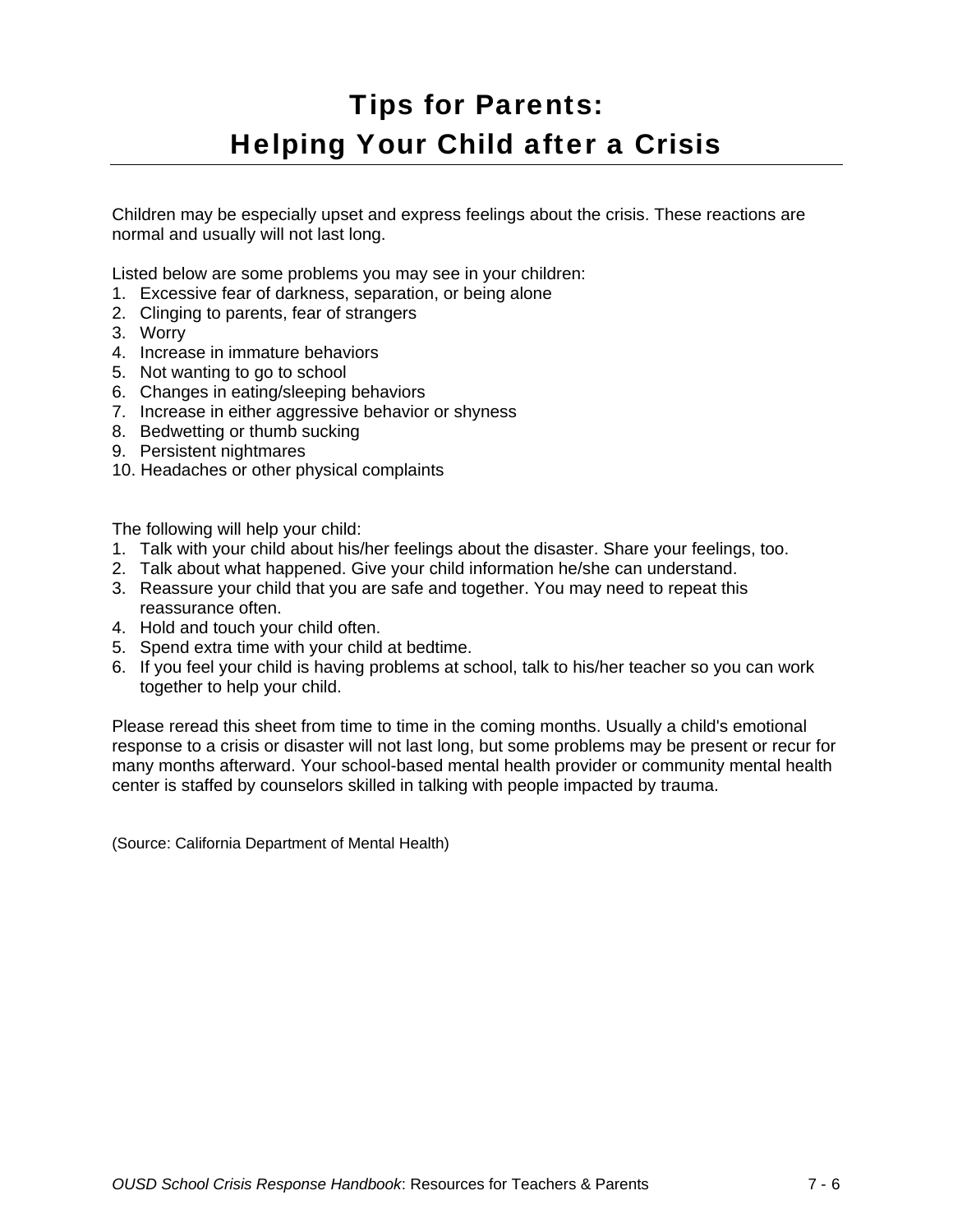# Tips for Parents: Helping Your Child after a Crisis

Children may be especially upset and express feelings about the crisis. These reactions are normal and usually will not last long.

Listed below are some problems you may see in your children:

1. Excessive fear of darkness, separation, or being alone
2. Clinging to parents, fear of strangers
3. Worry
4. Increase in immature behaviors
5. Not wanting to go to school
6. Changes in eating/sleeping behaviors
7. Increase in either aggressive behavior or shyness
8. Bedwetting or thumb sucking
9. Persistent nightmares
10. Headaches or other physical complaints

The following will help your child:

1. Talk with your child about his/her feelings about the disaster. Share your feelings, too.
2. Talk about what happened. Give your child information he/she can understand.
3. Reassure your child that you are safe and together. You may need to repeat this reassurance often.
4. Hold and touch your child often.
5. Spend extra time with your child at bedtime.
6. If you feel your child is having problems at school, talk to his/her teacher so you can work together to help your child.

Please reread this sheet from time to time in the coming months. Usually a child's emotional response to a crisis or disaster will not last long, but some problems may be present or recur for many months afterward. Your school-based mental health provider or community mental health center is staffed by counselors skilled in talking with people impacted by trauma.

(Source: California Department of Mental Health)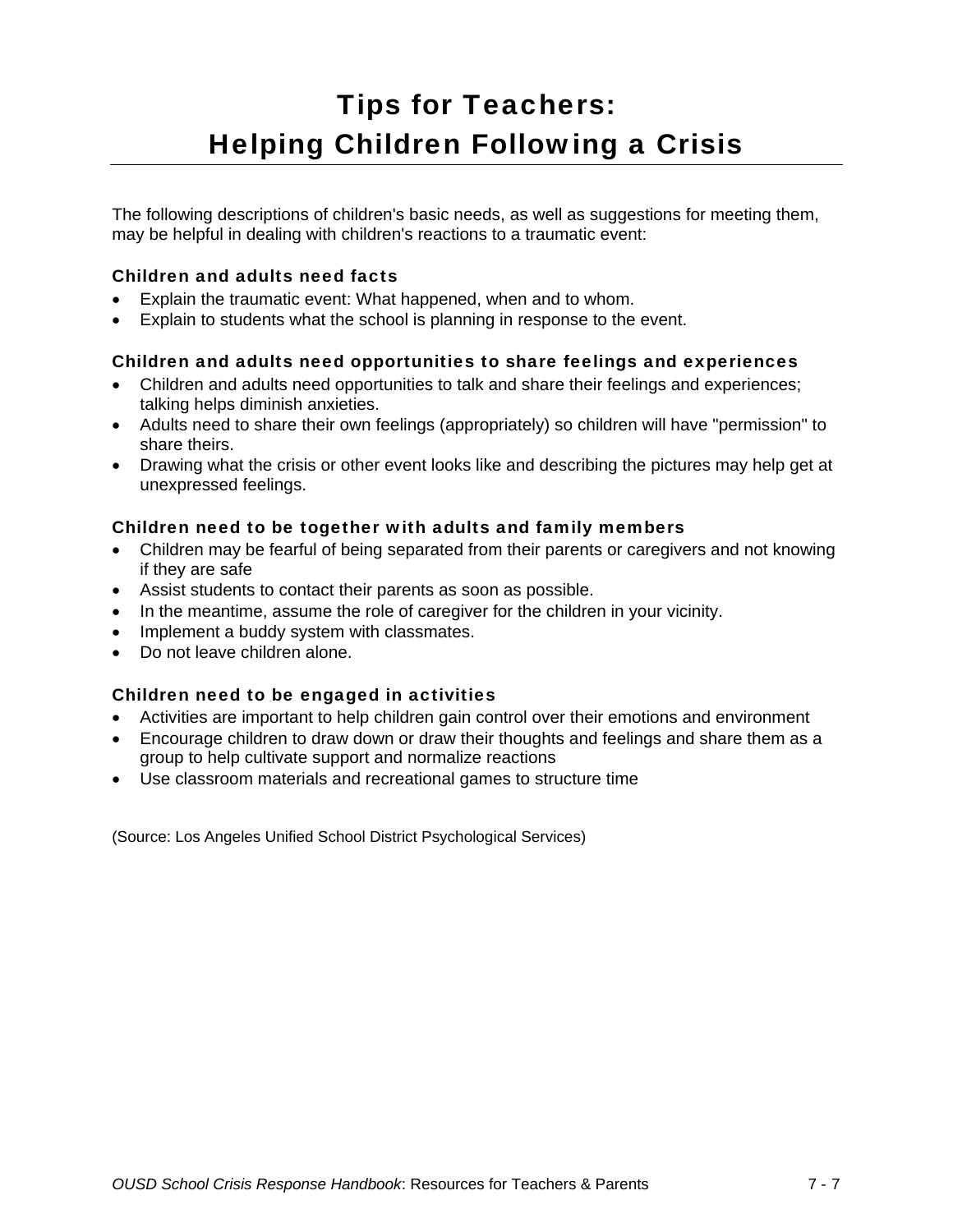# Tips for Teachers: Helping Children Following a Crisis

The following descriptions of children's basic needs, as well as suggestions for meeting them, may be helpful in dealing with children's reactions to a traumatic event:

### Children and adults need facts

- Explain the traumatic event: What happened, when and to whom.
- Explain to students what the school is planning in response to the event.

### Children and adults need opportunities to share feelings and experiences

- Children and adults need opportunities to talk and share their feelings and experiences; talking helps diminish anxieties.
- Adults need to share their own feelings (appropriately) so children will have "permission" to share theirs.
- Drawing what the crisis or other event looks like and describing the pictures may help get at unexpressed feelings.

### Children need to be together with adults and family members

- Children may be fearful of being separated from their parents or caregivers and not knowing if they are safe
- Assist students to contact their parents as soon as possible.
- In the meantime, assume the role of caregiver for the children in your vicinity.
- Implement a buddy system with classmates.
- Do not leave children alone.

### Children need to be engaged in activities

- Activities are important to help children gain control over their emotions and environment
- Encourage children to draw down or draw their thoughts and feelings and share them as a group to help cultivate support and normalize reactions
- Use classroom materials and recreational games to structure time

(Source: Los Angeles Unified School District Psychological Services)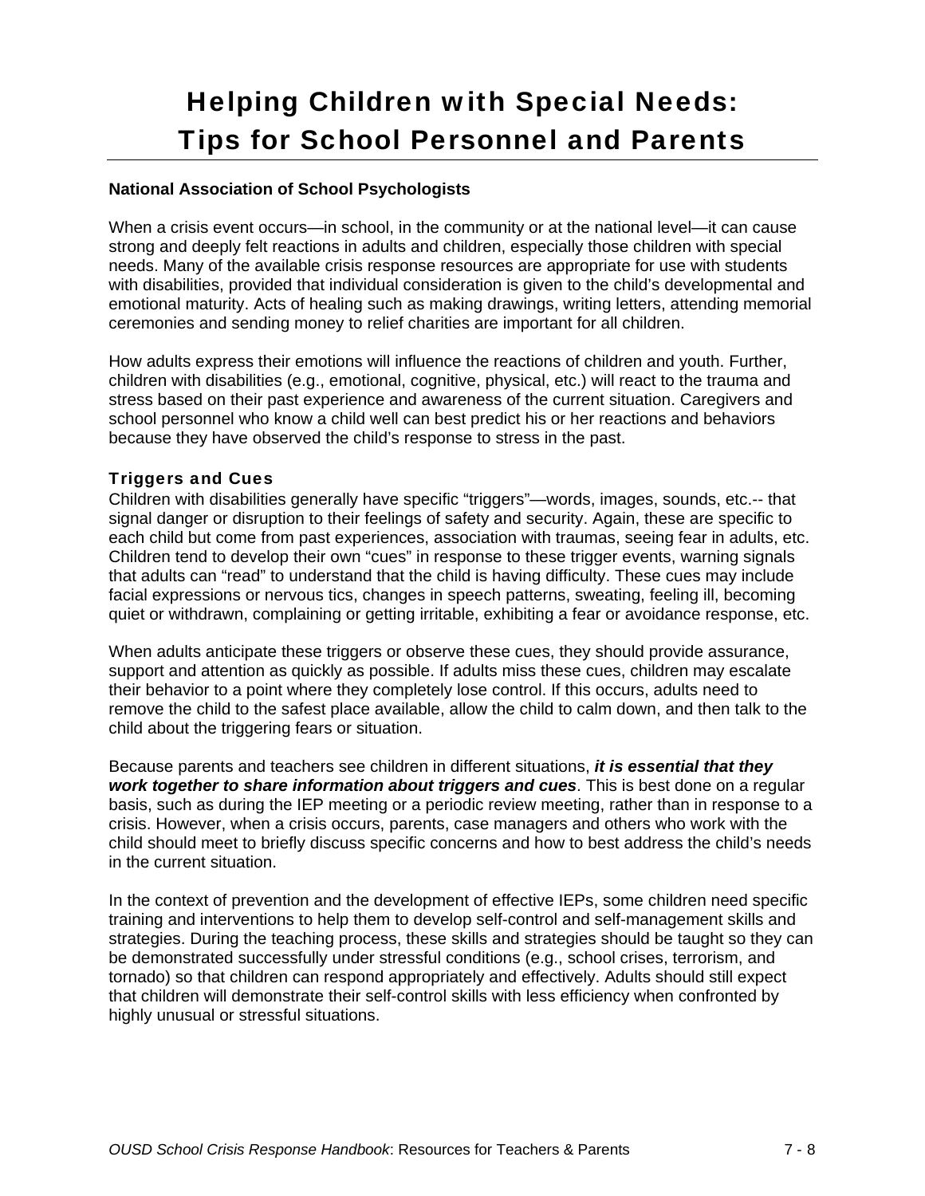# Helping Children with Special Needs: Tips for School Personnel and Parents

**National Association of School Psychologists**

When a crisis event occurs—in school, in the community or at the national level—it can cause strong and deeply felt reactions in adults and children, especially those children with special needs. Many of the available crisis response resources are appropriate for use with students with disabilities, provided that individual consideration is given to the child's developmental and emotional maturity. Acts of healing such as making drawings, writing letters, attending memorial ceremonies and sending money to relief charities are important for all children.

How adults express their emotions will influence the reactions of children and youth. Further, children with disabilities (e.g., emotional, cognitive, physical, etc.) will react to the trauma and stress based on their past experience and awareness of the current situation. Caregivers and school personnel who know a child well can best predict his or her reactions and behaviors because they have observed the child's response to stress in the past.

### Triggers and Cues

Children with disabilities generally have specific "triggers"—words, images, sounds, etc.-- that signal danger or disruption to their feelings of safety and security. Again, these are specific to each child but come from past experiences, association with traumas, seeing fear in adults, etc. Children tend to develop their own "cues" in response to these trigger events, warning signals that adults can "read" to understand that the child is having difficulty. These cues may include facial expressions or nervous tics, changes in speech patterns, sweating, feeling ill, becoming quiet or withdrawn, complaining or getting irritable, exhibiting a fear or avoidance response, etc.

When adults anticipate these triggers or observe these cues, they should provide assurance, support and attention as quickly as possible. If adults miss these cues, children may escalate their behavior to a point where they completely lose control. If this occurs, adults need to remove the child to the safest place available, allow the child to calm down, and then talk to the child about the triggering fears or situation.

Because parents and teachers see children in different situations, ***it is essential that they work together to share information about triggers and cues***. This is best done on a regular basis, such as during the IEP meeting or a periodic review meeting, rather than in response to a crisis. However, when a crisis occurs, parents, case managers and others who work with the child should meet to briefly discuss specific concerns and how to best address the child's needs in the current situation.

In the context of prevention and the development of effective IEPs, some children need specific training and interventions to help them to develop self-control and self-management skills and strategies. During the teaching process, these skills and strategies should be taught so they can be demonstrated successfully under stressful conditions (e.g., school crises, terrorism, and tornado) so that children can respond appropriately and effectively. Adults should still expect that children will demonstrate their self-control skills with less efficiency when confronted by highly unusual or stressful situations.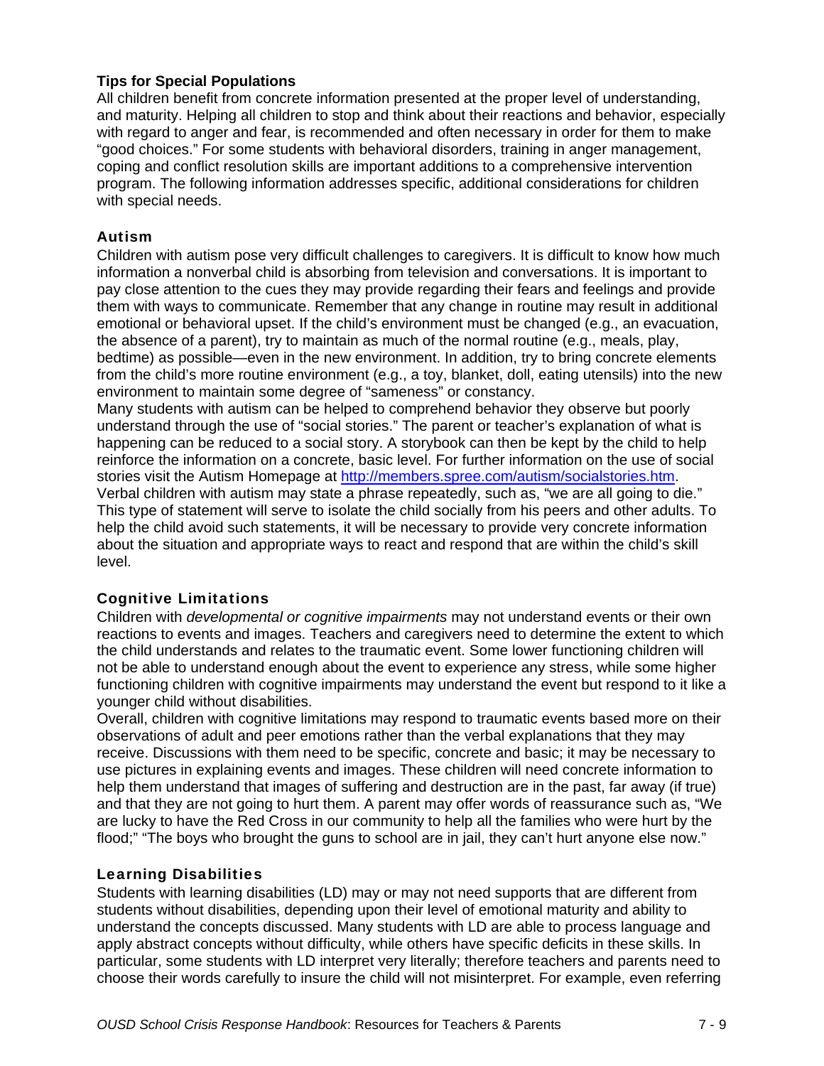### Tips for Special Populations

All children benefit from concrete information presented at the proper level of understanding, and maturity. Helping all children to stop and think about their reactions and behavior, especially with regard to anger and fear, is recommended and often necessary in order for them to make "good choices." For some students with behavioral disorders, training in anger management, coping and conflict resolution skills are important additions to a comprehensive intervention program. The following information addresses specific, additional considerations for children with special needs.

#### Autism

Children with autism pose very difficult challenges to caregivers. It is difficult to know how much information a nonverbal child is absorbing from television and conversations. It is important to pay close attention to the cues they may provide regarding their fears and feelings and provide them with ways to communicate. Remember that any change in routine may result in additional emotional or behavioral upset. If the child's environment must be changed (e.g., an evacuation, the absence of a parent), try to maintain as much of the normal routine (e.g., meals, play, bedtime) as possible—even in the new environment. In addition, try to bring concrete elements from the child's more routine environment (e.g., a toy, blanket, doll, eating utensils) into the new environment to maintain some degree of "sameness" or constancy.

Many students with autism can be helped to comprehend behavior they observe but poorly understand through the use of "social stories." The parent or teacher's explanation of what is happening can be reduced to a social story. A storybook can then be kept by the child to help reinforce the information on a concrete, basic level. For further information on the use of social stories visit the Autism Homepage at [http://members.spree.com/autism/socialstories.htm](http://members.spree.com/autism/socialstories.htm).

Verbal children with autism may state a phrase repeatedly, such as, "we are all going to die." This type of statement will serve to isolate the child socially from his peers and other adults. To help the child avoid such statements, it will be necessary to provide very concrete information about the situation and appropriate ways to react and respond that are within the child's skill level.

#### Cognitive Limitations

Children with *developmental or cognitive impairments* may not understand events or their own reactions to events and images. Teachers and caregivers need to determine the extent to which the child understands and relates to the traumatic event. Some lower functioning children will not be able to understand enough about the event to experience any stress, while some higher functioning children with cognitive impairments may understand the event but respond to it like a younger child without disabilities.

Overall, children with cognitive limitations may respond to traumatic events based more on their observations of adult and peer emotions rather than the verbal explanations that they may receive. Discussions with them need to be specific, concrete and basic; it may be necessary to use pictures in explaining events and images. These children will need concrete information to help them understand that images of suffering and destruction are in the past, far away (if true) and that they are not going to hurt them. A parent may offer words of reassurance such as, "We are lucky to have the Red Cross in our community to help all the families who were hurt by the flood;" "The boys who brought the guns to school are in jail, they can't hurt anyone else now."

#### Learning Disabilities

Students with learning disabilities (LD) may or may not need supports that are different from students without disabilities, depending upon their level of emotional maturity and ability to understand the concepts discussed. Many students with LD are able to process language and apply abstract concepts without difficulty, while others have specific deficits in these skills. In particular, some students with LD interpret very literally; therefore teachers and parents need to choose their words carefully to insure the child will not misinterpret. For example, even referring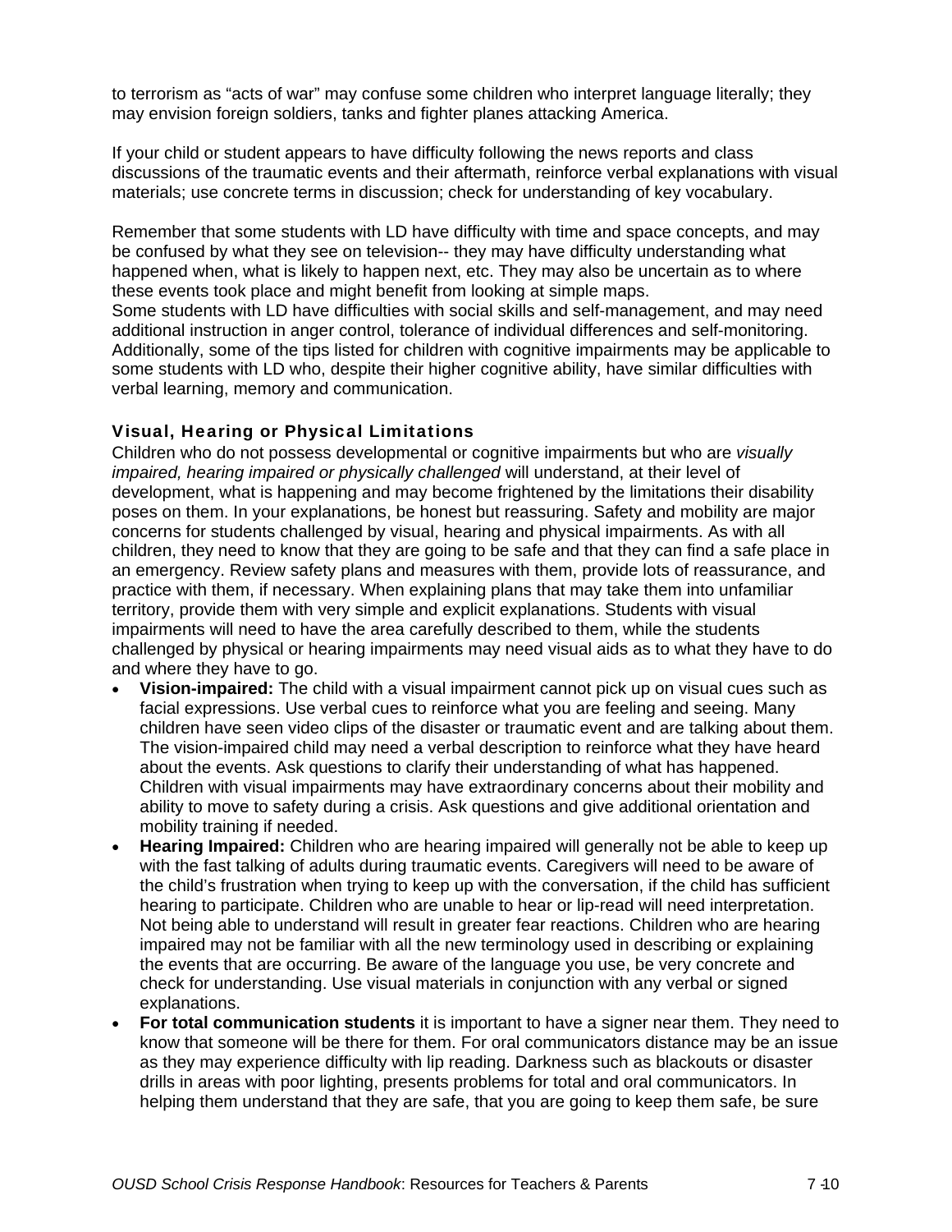to terrorism as "acts of war" may confuse some children who interpret language literally; they may envision foreign soldiers, tanks and fighter planes attacking America.

If your child or student appears to have difficulty following the news reports and class discussions of the traumatic events and their aftermath, reinforce verbal explanations with visual materials; use concrete terms in discussion; check for understanding of key vocabulary.

Remember that some students with LD have difficulty with time and space concepts, and may be confused by what they see on television-- they may have difficulty understanding what happened when, what is likely to happen next, etc. They may also be uncertain as to where these events took place and might benefit from looking at simple maps.
Some students with LD have difficulties with social skills and self-management, and may need additional instruction in anger control, tolerance of individual differences and self-monitoring. Additionally, some of the tips listed for children with cognitive impairments may be applicable to some students with LD who, despite their higher cognitive ability, have similar difficulties with verbal learning, memory and communication.

### Visual, Hearing or Physical Limitations

Children who do not possess developmental or cognitive impairments but who are *visually impaired, hearing impaired or physically challenged* will understand, at their level of development, what is happening and may become frightened by the limitations their disability poses on them. In your explanations, be honest but reassuring. Safety and mobility are major concerns for students challenged by visual, hearing and physical impairments. As with all children, they need to know that they are going to be safe and that they can find a safe place in an emergency. Review safety plans and measures with them, provide lots of reassurance, and practice with them, if necessary. When explaining plans that may take them into unfamiliar territory, provide them with very simple and explicit explanations. Students with visual impairments will need to have the area carefully described to them, while the students challenged by physical or hearing impairments may need visual aids as to what they have to do and where they have to go.

- **Vision-impaired:** The child with a visual impairment cannot pick up on visual cues such as facial expressions. Use verbal cues to reinforce what you are feeling and seeing. Many children have seen video clips of the disaster or traumatic event and are talking about them. The vision-impaired child may need a verbal description to reinforce what they have heard about the events. Ask questions to clarify their understanding of what has happened. Children with visual impairments may have extraordinary concerns about their mobility and ability to move to safety during a crisis. Ask questions and give additional orientation and mobility training if needed.
- **Hearing Impaired:** Children who are hearing impaired will generally not be able to keep up with the fast talking of adults during traumatic events. Caregivers will need to be aware of the child's frustration when trying to keep up with the conversation, if the child has sufficient hearing to participate. Children who are unable to hear or lip-read will need interpretation. Not being able to understand will result in greater fear reactions. Children who are hearing impaired may not be familiar with all the new terminology used in describing or explaining the events that are occurring. Be aware of the language you use, be very concrete and check for understanding. Use visual materials in conjunction with any verbal or signed explanations.
- **For total communication students** it is important to have a signer near them. They need to know that someone will be there for them. For oral communicators distance may be an issue as they may experience difficulty with lip reading. Darkness such as blackouts or disaster drills in areas with poor lighting, presents problems for total and oral communicators. In helping them understand that they are safe, that you are going to keep them safe, be sure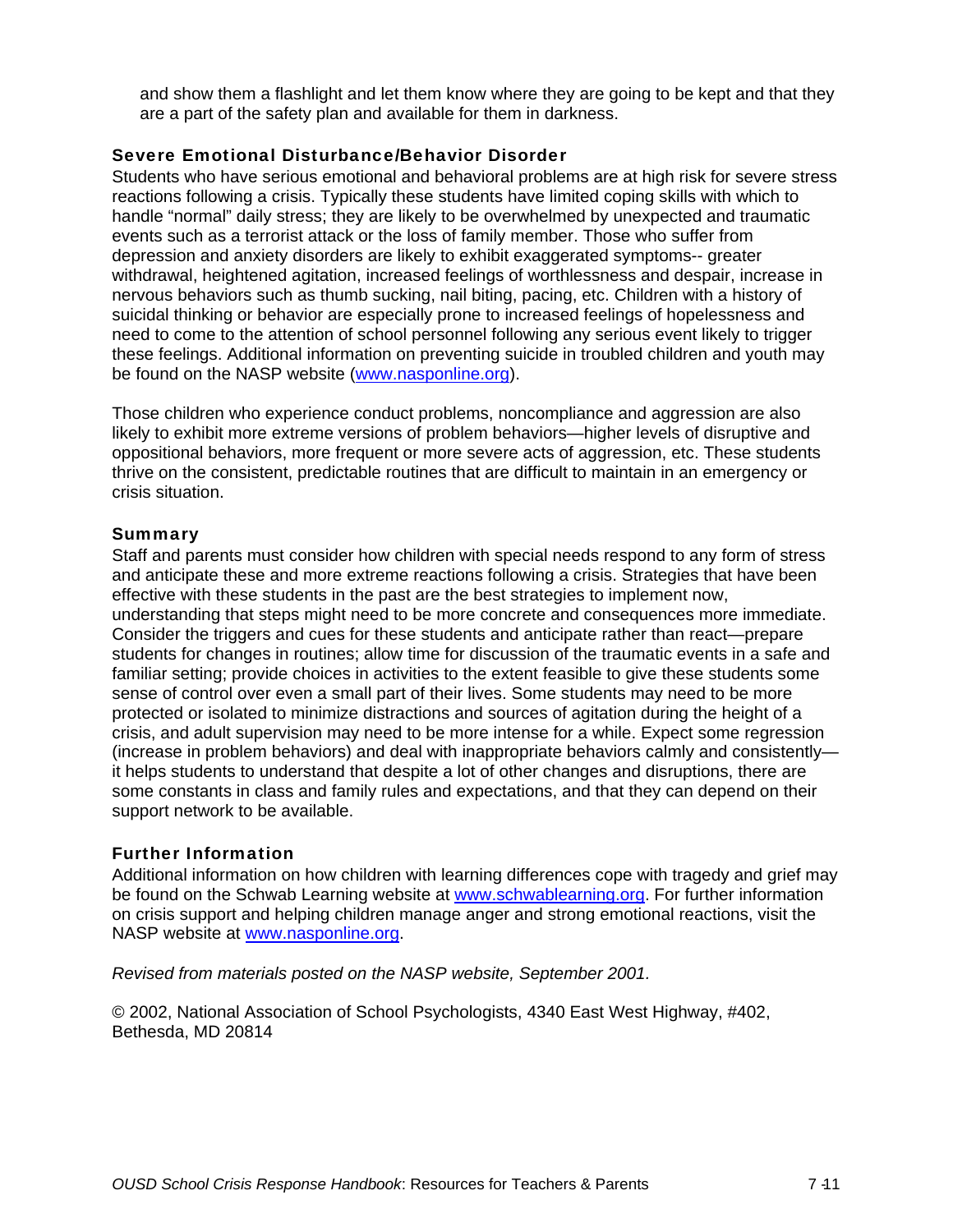and show them a flashlight and let them know where they are going to be kept and that they are a part of the safety plan and available for them in darkness.

### Severe Emotional Disturbance/Behavior Disorder

Students who have serious emotional and behavioral problems are at high risk for severe stress reactions following a crisis. Typically these students have limited coping skills with which to handle "normal" daily stress; they are likely to be overwhelmed by unexpected and traumatic events such as a terrorist attack or the loss of family member. Those who suffer from depression and anxiety disorders are likely to exhibit exaggerated symptoms-- greater withdrawal, heightened agitation, increased feelings of worthlessness and despair, increase in nervous behaviors such as thumb sucking, nail biting, pacing, etc. Children with a history of suicidal thinking or behavior are especially prone to increased feelings of hopelessness and need to come to the attention of school personnel following any serious event likely to trigger these feelings. Additional information on preventing suicide in troubled children and youth may be found on the NASP website ([www.nasponline.org](http://www.nasponline.org)).

Those children who experience conduct problems, noncompliance and aggression are also likely to exhibit more extreme versions of problem behaviors—higher levels of disruptive and oppositional behaviors, more frequent or more severe acts of aggression, etc. These students thrive on the consistent, predictable routines that are difficult to maintain in an emergency or crisis situation.

### Summary

Staff and parents must consider how children with special needs respond to any form of stress and anticipate these and more extreme reactions following a crisis. Strategies that have been effective with these students in the past are the best strategies to implement now, understanding that steps might need to be more concrete and consequences more immediate. Consider the triggers and cues for these students and anticipate rather than react—prepare students for changes in routines; allow time for discussion of the traumatic events in a safe and familiar setting; provide choices in activities to the extent feasible to give these students some sense of control over even a small part of their lives. Some students may need to be more protected or isolated to minimize distractions and sources of agitation during the height of a crisis, and adult supervision may need to be more intense for a while. Expect some regression (increase in problem behaviors) and deal with inappropriate behaviors calmly and consistently—it helps students to understand that despite a lot of other changes and disruptions, there are some constants in class and family rules and expectations, and that they can depend on their support network to be available.

### Further Information

Additional information on how children with learning differences cope with tragedy and grief may be found on the Schwab Learning website at [www.schwablearning.org](http://www.schwablearning.org). For further information on crisis support and helping children manage anger and strong emotional reactions, visit the NASP website at [www.nasponline.org](http://www.nasponline.org).

*Revised from materials posted on the NASP website, September 2001.*

© 2002, National Association of School Psychologists, 4340 East West Highway, #402, Bethesda, MD 20814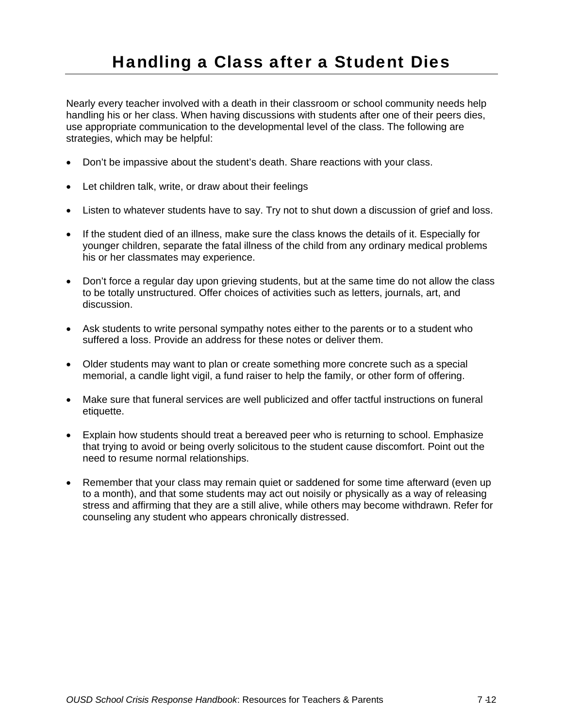# Handling a Class after a Student Dies

Nearly every teacher involved with a death in their classroom or school community needs help handling his or her class. When having discussions with students after one of their peers dies, use appropriate communication to the developmental level of the class. The following are strategies, which may be helpful:

- Don't be impassive about the student's death. Share reactions with your class.
- Let children talk, write, or draw about their feelings
- Listen to whatever students have to say. Try not to shut down a discussion of grief and loss.
- If the student died of an illness, make sure the class knows the details of it. Especially for younger children, separate the fatal illness of the child from any ordinary medical problems his or her classmates may experience.
- Don't force a regular day upon grieving students, but at the same time do not allow the class to be totally unstructured. Offer choices of activities such as letters, journals, art, and discussion.
- Ask students to write personal sympathy notes either to the parents or to a student who suffered a loss. Provide an address for these notes or deliver them.
- Older students may want to plan or create something more concrete such as a special memorial, a candle light vigil, a fund raiser to help the family, or other form of offering.
- Make sure that funeral services are well publicized and offer tactful instructions on funeral etiquette.
- Explain how students should treat a bereaved peer who is returning to school. Emphasize that trying to avoid or being overly solicitous to the student cause discomfort. Point out the need to resume normal relationships.
- Remember that your class may remain quiet or saddened for some time afterward (even up to a month), and that some students may act out noisily or physically as a way of releasing stress and affirming that they are a still alive, while others may become withdrawn. Refer for counseling any student who appears chronically distressed.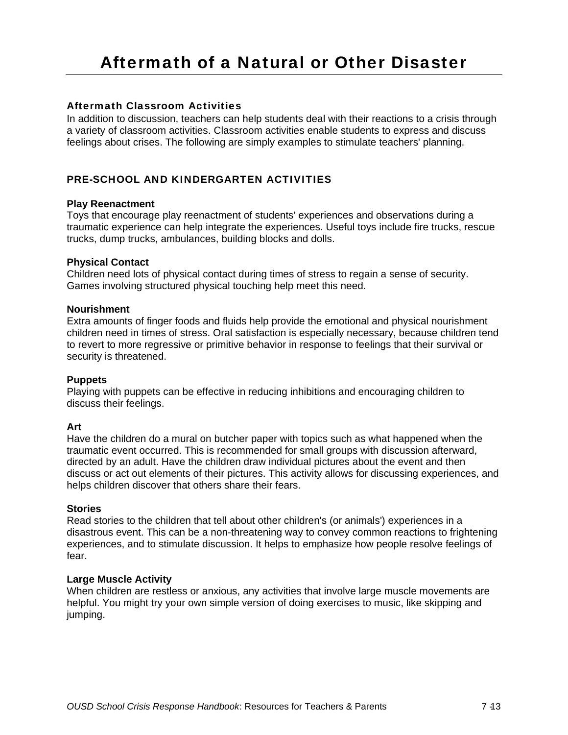# Aftermath of a Natural or Other Disaster

### Aftermath Classroom Activities

In addition to discussion, teachers can help students deal with their reactions to a crisis through a variety of classroom activities. Classroom activities enable students to express and discuss feelings about crises. The following are simply examples to stimulate teachers' planning.

## PRE-SCHOOL AND KINDERGARTEN ACTIVITIES

**Play Reenactment**
Toys that encourage play reenactment of students' experiences and observations during a traumatic experience can help integrate the experiences. Useful toys include fire trucks, rescue trucks, dump trucks, ambulances, building blocks and dolls.

**Physical Contact**
Children need lots of physical contact during times of stress to regain a sense of security. Games involving structured physical touching help meet this need.

**Nourishment**
Extra amounts of finger foods and fluids help provide the emotional and physical nourishment children need in times of stress. Oral satisfaction is especially necessary, because children tend to revert to more regressive or primitive behavior in response to feelings that their survival or security is threatened.

**Puppets**
Playing with puppets can be effective in reducing inhibitions and encouraging children to discuss their feelings.

**Art**
Have the children do a mural on butcher paper with topics such as what happened when the traumatic event occurred. This is recommended for small groups with discussion afterward, directed by an adult. Have the children draw individual pictures about the event and then discuss or act out elements of their pictures. This activity allows for discussing experiences, and helps children discover that others share their fears.

**Stories**
Read stories to the children that tell about other children's (or animals') experiences in a disastrous event. This can be a non-threatening way to convey common reactions to frightening experiences, and to stimulate discussion. It helps to emphasize how people resolve feelings of fear.

**Large Muscle Activity**
When children are restless or anxious, any activities that involve large muscle movements are helpful. You might try your own simple version of doing exercises to music, like skipping and jumping.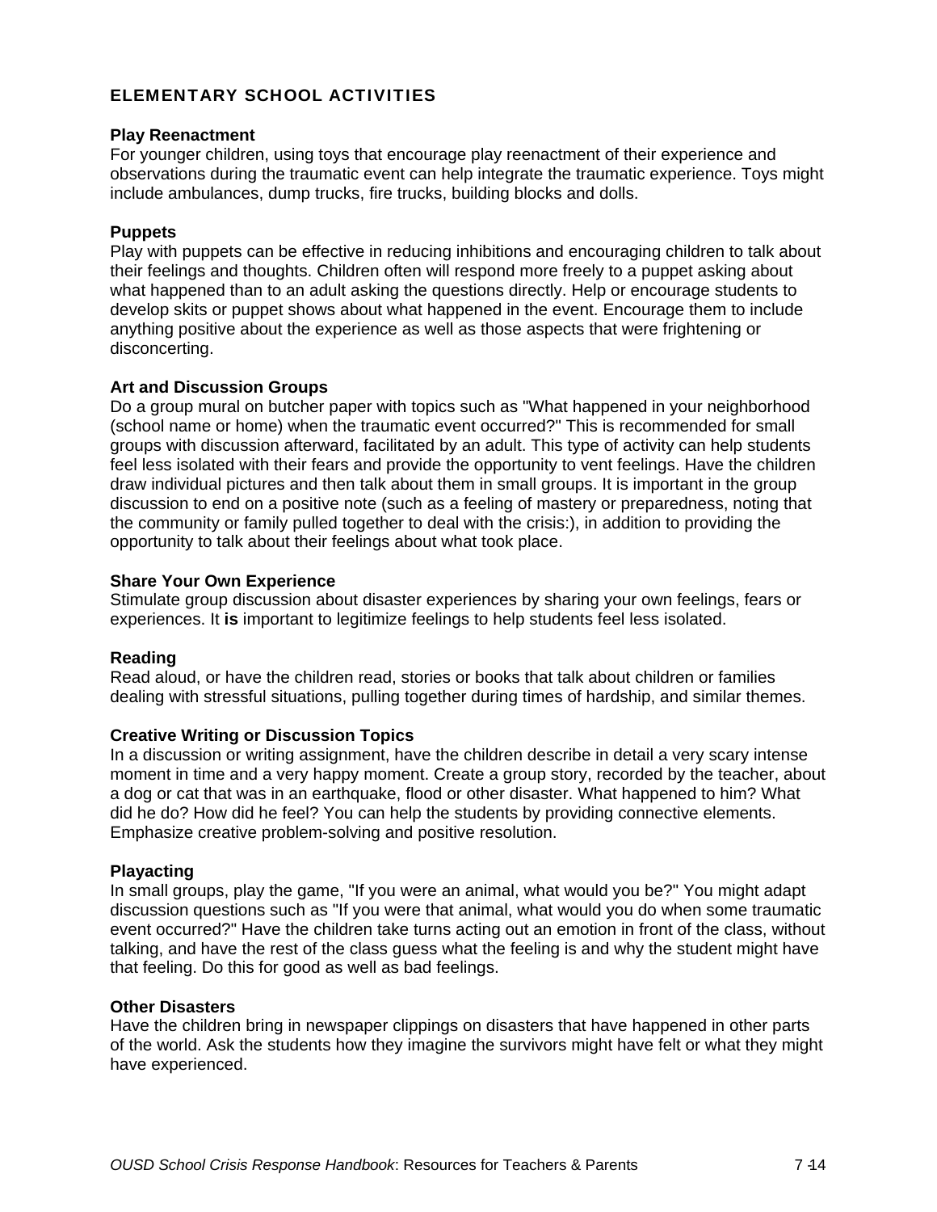## ELEMENTARY SCHOOL ACTIVITIES

**Play Reenactment**
For younger children, using toys that encourage play reenactment of their experience and observations during the traumatic event can help integrate the traumatic experience. Toys might include ambulances, dump trucks, fire trucks, building blocks and dolls.

**Puppets**
Play with puppets can be effective in reducing inhibitions and encouraging children to talk about their feelings and thoughts. Children often will respond more freely to a puppet asking about what happened than to an adult asking the questions directly. Help or encourage students to develop skits or puppet shows about what happened in the event. Encourage them to include anything positive about the experience as well as those aspects that were frightening or disconcerting.

**Art and Discussion Groups**
Do a group mural on butcher paper with topics such as "What happened in your neighborhood (school name or home) when the traumatic event occurred?" This is recommended for small groups with discussion afterward, facilitated by an adult. This type of activity can help students feel less isolated with their fears and provide the opportunity to vent feelings. Have the children draw individual pictures and then talk about them in small groups. It is important in the group discussion to end on a positive note (such as a feeling of mastery or preparedness, noting that the community or family pulled together to deal with the crisis:), in addition to providing the opportunity to talk about their feelings about what took place.

**Share Your Own Experience**
Stimulate group discussion about disaster experiences by sharing your own feelings, fears or experiences. It **is** important to legitimize feelings to help students feel less isolated.

**Reading**
Read aloud, or have the children read, stories or books that talk about children or families dealing with stressful situations, pulling together during times of hardship, and similar themes.

**Creative Writing or Discussion Topics**
In a discussion or writing assignment, have the children describe in detail a very scary intense moment in time and a very happy moment. Create a group story, recorded by the teacher, about a dog or cat that was in an earthquake, flood or other disaster. What happened to him? What did he do? How did he feel? You can help the students by providing connective elements. Emphasize creative problem-solving and positive resolution.

**Playacting**
In small groups, play the game, "If you were an animal, what would you be?" You might adapt discussion questions such as "If you were that animal, what would you do when some traumatic event occurred?" Have the children take turns acting out an emotion in front of the class, without talking, and have the rest of the class guess what the feeling is and why the student might have that feeling. Do this for good as well as bad feelings.

**Other Disasters**
Have the children bring in newspaper clippings on disasters that have happened in other parts of the world. Ask the students how they imagine the survivors might have felt or what they might have experienced.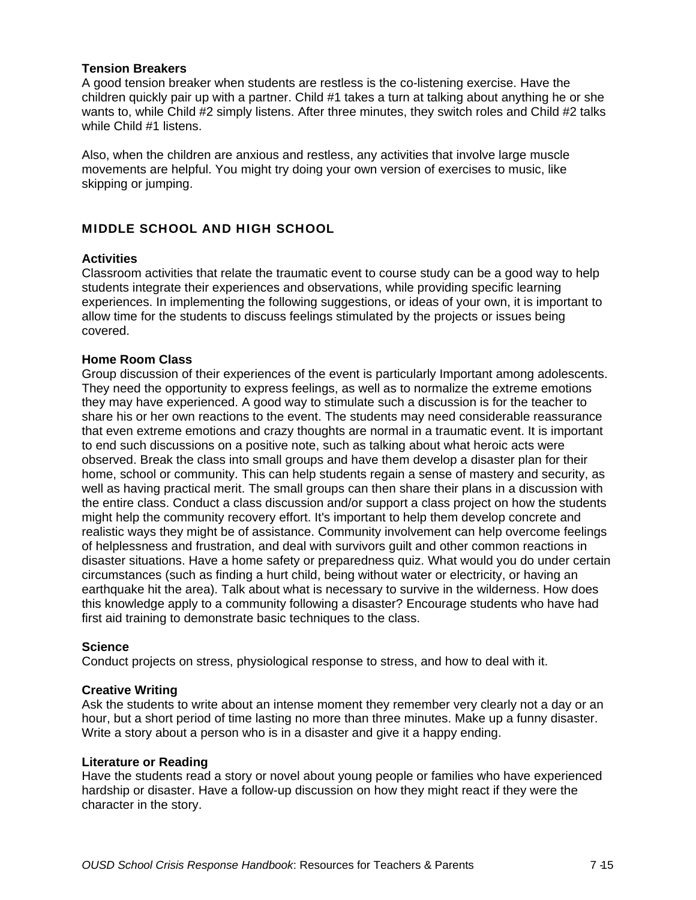**Tension Breakers**
A good tension breaker when students are restless is the co-listening exercise. Have the children quickly pair up with a partner. Child #1 takes a turn at talking about anything he or she wants to, while Child #2 simply listens. After three minutes, they switch roles and Child #2 talks while Child #1 listens.

Also, when the children are anxious and restless, any activities that involve large muscle movements are helpful. You might try doing your own version of exercises to music, like skipping or jumping.

## MIDDLE SCHOOL AND HIGH SCHOOL

**Activities**
Classroom activities that relate the traumatic event to course study can be a good way to help students integrate their experiences and observations, while providing specific learning experiences. In implementing the following suggestions, or ideas of your own, it is important to allow time for the students to discuss feelings stimulated by the projects or issues being covered.

**Home Room Class**
Group discussion of their experiences of the event is particularly Important among adolescents. They need the opportunity to express feelings, as well as to normalize the extreme emotions they may have experienced. A good way to stimulate such a discussion is for the teacher to share his or her own reactions to the event. The students may need considerable reassurance that even extreme emotions and crazy thoughts are normal in a traumatic event. It is important to end such discussions on a positive note, such as talking about what heroic acts were observed. Break the class into small groups and have them develop a disaster plan for their home, school or community. This can help students regain a sense of mastery and security, as well as having practical merit. The small groups can then share their plans in a discussion with the entire class. Conduct a class discussion and/or support a class project on how the students might help the community recovery effort. It's important to help them develop concrete and realistic ways they might be of assistance. Community involvement can help overcome feelings of helplessness and frustration, and deal with survivors guilt and other common reactions in disaster situations. Have a home safety or preparedness quiz. What would you do under certain circumstances (such as finding a hurt child, being without water or electricity, or having an earthquake hit the area). Talk about what is necessary to survive in the wilderness. How does this knowledge apply to a community following a disaster? Encourage students who have had first aid training to demonstrate basic techniques to the class.

**Science**
Conduct projects on stress, physiological response to stress, and how to deal with it.

**Creative Writing**
Ask the students to write about an intense moment they remember very clearly not a day or an hour, but a short period of time lasting no more than three minutes. Make up a funny disaster. Write a story about a person who is in a disaster and give it a happy ending.

**Literature or Reading**
Have the students read a story or novel about young people or families who have experienced hardship or disaster. Have a follow-up discussion on how they might react if they were the character in the story.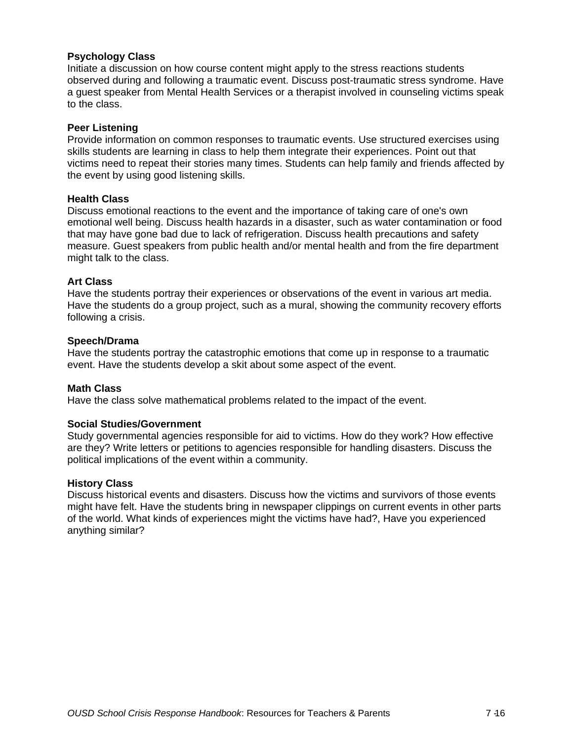**Psychology Class**
Initiate a discussion on how course content might apply to the stress reactions students observed during and following a traumatic event. Discuss post-traumatic stress syndrome. Have a guest speaker from Mental Health Services or a therapist involved in counseling victims speak to the class.

**Peer Listening**
Provide information on common responses to traumatic events. Use structured exercises using skills students are learning in class to help them integrate their experiences. Point out that victims need to repeat their stories many times. Students can help family and friends affected by the event by using good listening skills.

**Health Class**
Discuss emotional reactions to the event and the importance of taking care of one's own emotional well being. Discuss health hazards in a disaster, such as water contamination or food that may have gone bad due to lack of refrigeration. Discuss health precautions and safety measure. Guest speakers from public health and/or mental health and from the fire department might talk to the class.

**Art Class**
Have the students portray their experiences or observations of the event in various art media. Have the students do a group project, such as a mural, showing the community recovery efforts following a crisis.

**Speech/Drama**
Have the students portray the catastrophic emotions that come up in response to a traumatic event. Have the students develop a skit about some aspect of the event.

**Math Class**
Have the class solve mathematical problems related to the impact of the event.

**Social Studies/Government**
Study governmental agencies responsible for aid to victims. How do they work? How effective are they? Write letters or petitions to agencies responsible for handling disasters. Discuss the political implications of the event within a community.

**History Class**
Discuss historical events and disasters. Discuss how the victims and survivors of those events might have felt. Have the students bring in newspaper clippings on current events in other parts of the world. What kinds of experiences might the victims have had?, Have you experienced anything similar?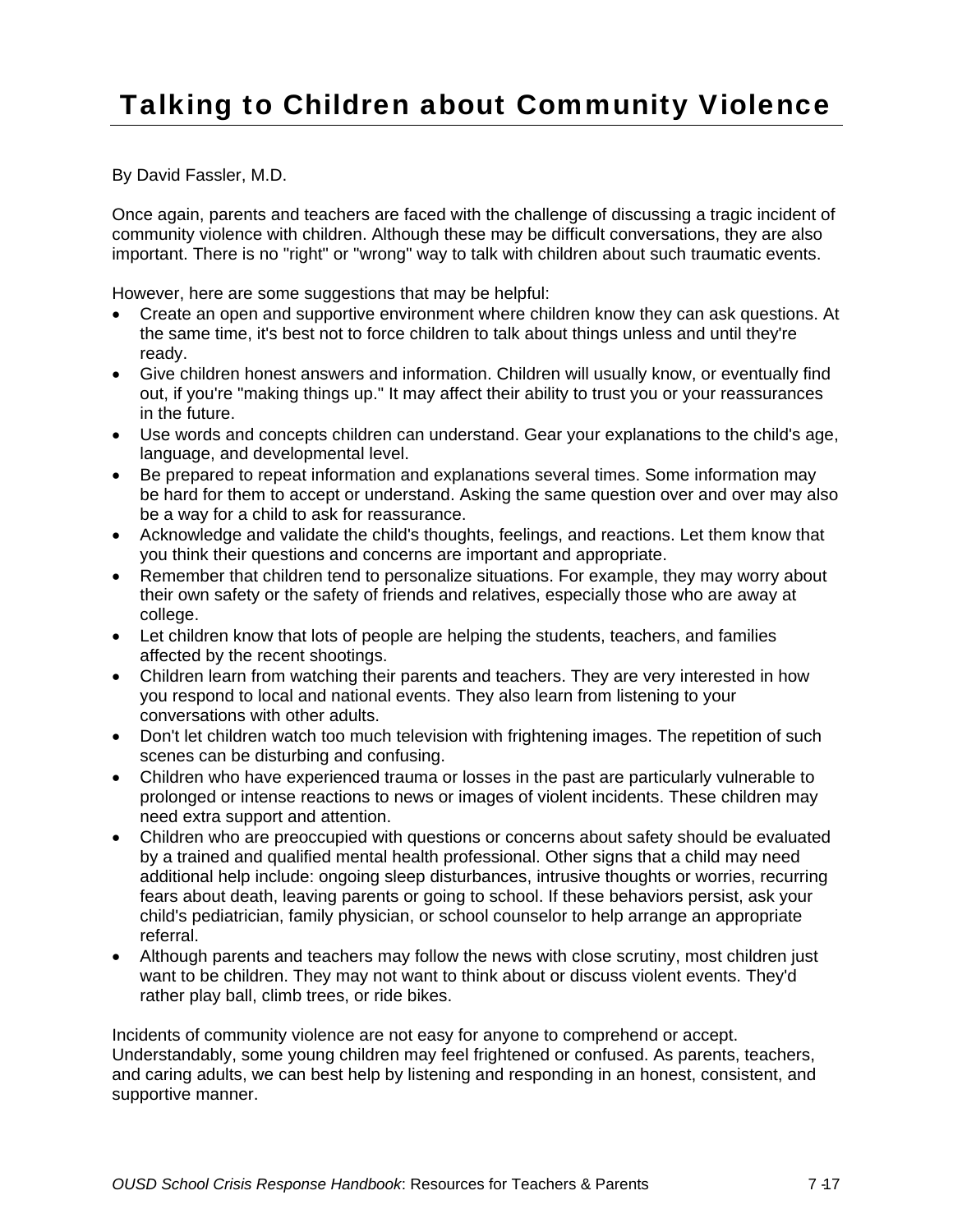# Talking to Children about Community Violence

By David Fassler, M.D.

Once again, parents and teachers are faced with the challenge of discussing a tragic incident of community violence with children. Although these may be difficult conversations, they are also important. There is no "right" or "wrong" way to talk with children about such traumatic events.

However, here are some suggestions that may be helpful:

- Create an open and supportive environment where children know they can ask questions. At the same time, it's best not to force children to talk about things unless and until they're ready.
- Give children honest answers and information. Children will usually know, or eventually find out, if you're "making things up." It may affect their ability to trust you or your reassurances in the future.
- Use words and concepts children can understand. Gear your explanations to the child's age, language, and developmental level.
- Be prepared to repeat information and explanations several times. Some information may be hard for them to accept or understand. Asking the same question over and over may also be a way for a child to ask for reassurance.
- Acknowledge and validate the child's thoughts, feelings, and reactions. Let them know that you think their questions and concerns are important and appropriate.
- Remember that children tend to personalize situations. For example, they may worry about their own safety or the safety of friends and relatives, especially those who are away at college.
- Let children know that lots of people are helping the students, teachers, and families affected by the recent shootings.
- Children learn from watching their parents and teachers. They are very interested in how you respond to local and national events. They also learn from listening to your conversations with other adults.
- Don't let children watch too much television with frightening images. The repetition of such scenes can be disturbing and confusing.
- Children who have experienced trauma or losses in the past are particularly vulnerable to prolonged or intense reactions to news or images of violent incidents. These children may need extra support and attention.
- Children who are preoccupied with questions or concerns about safety should be evaluated by a trained and qualified mental health professional. Other signs that a child may need additional help include: ongoing sleep disturbances, intrusive thoughts or worries, recurring fears about death, leaving parents or going to school. If these behaviors persist, ask your child's pediatrician, family physician, or school counselor to help arrange an appropriate referral.
- Although parents and teachers may follow the news with close scrutiny, most children just want to be children. They may not want to think about or discuss violent events. They'd rather play ball, climb trees, or ride bikes.

Incidents of community violence are not easy for anyone to comprehend or accept. Understandably, some young children may feel frightened or confused. As parents, teachers, and caring adults, we can best help by listening and responding in an honest, consistent, and supportive manner.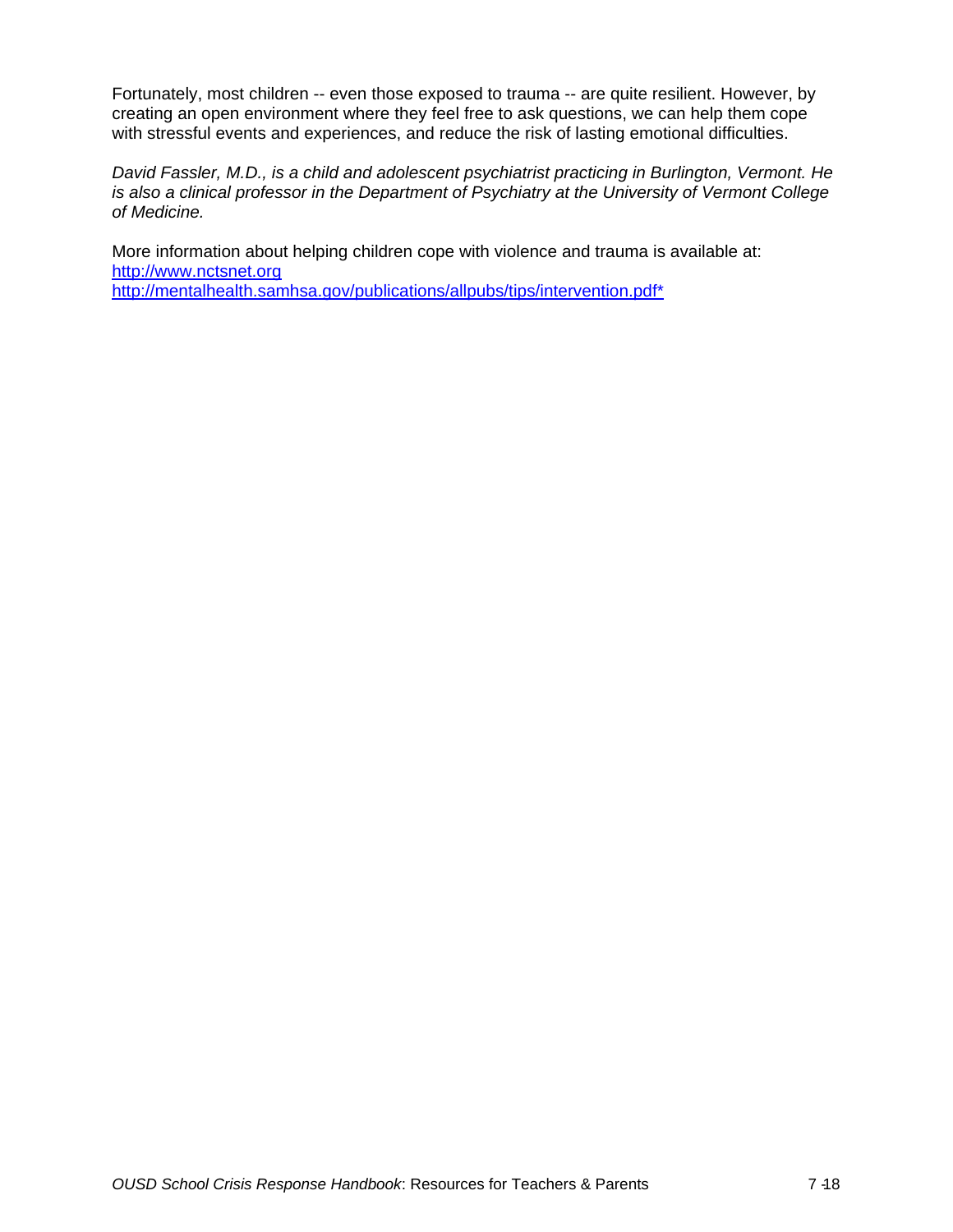Fortunately, most children -- even those exposed to trauma -- are quite resilient. However, by creating an open environment where they feel free to ask questions, we can help them cope with stressful events and experiences, and reduce the risk of lasting emotional difficulties.

*David Fassler, M.D., is a child and adolescent psychiatrist practicing in Burlington, Vermont. He is also a clinical professor in the Department of Psychiatry at the University of Vermont College of Medicine.*

More information about helping children cope with violence and trauma is available at:
http://www.nctsnet.org
http://mentalhealth.samhsa.gov/publications/allpubs/tips/intervention.pdf*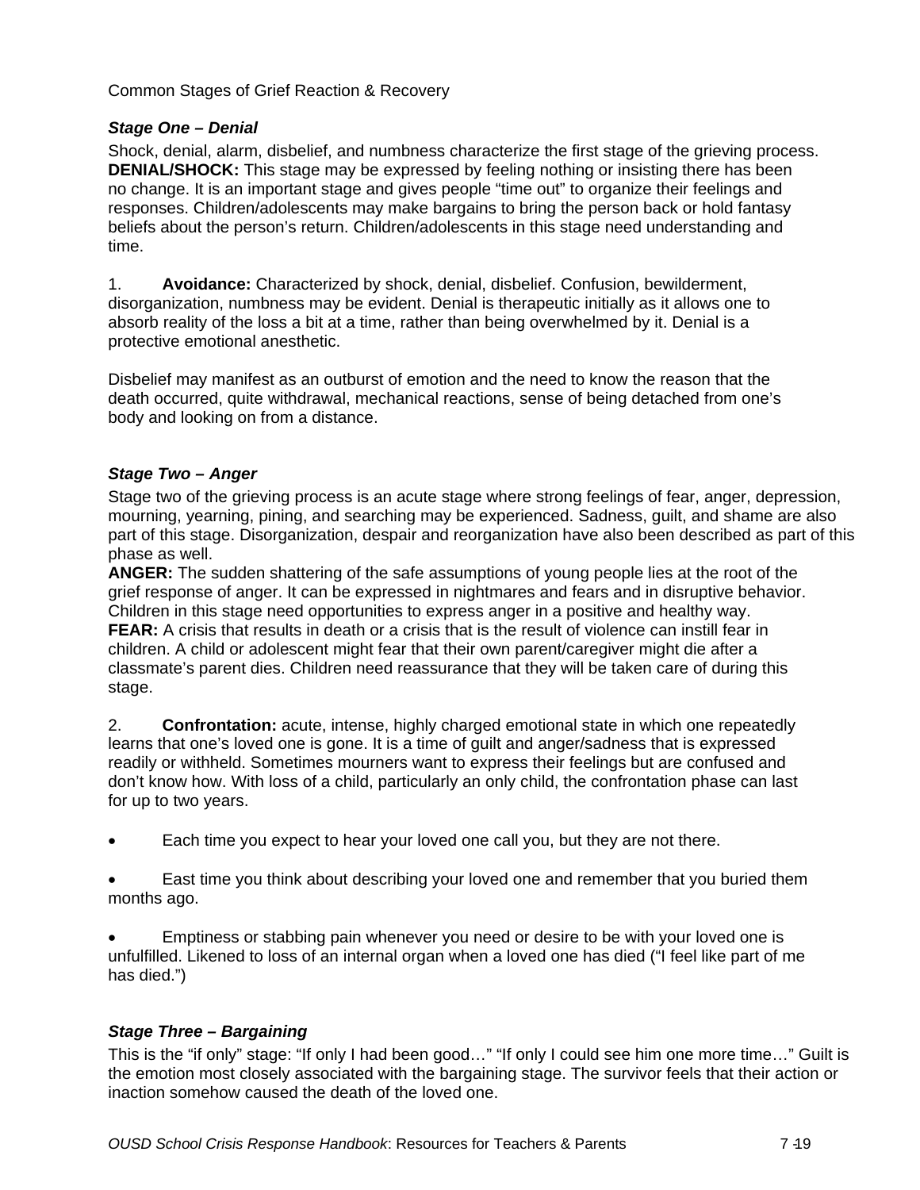Common Stages of Grief Reaction & Recovery

### *Stage One – Denial*

Shock, denial, alarm, disbelief, and numbness characterize the first stage of the grieving process. **DENIAL/SHOCK:** This stage may be expressed by feeling nothing or insisting there has been no change. It is an important stage and gives people "time out" to organize their feelings and responses. Children/adolescents may make bargains to bring the person back or hold fantasy beliefs about the person's return. Children/adolescents in this stage need understanding and time.

1. **Avoidance:** Characterized by shock, denial, disbelief. Confusion, bewilderment, disorganization, numbness may be evident. Denial is therapeutic initially as it allows one to absorb reality of the loss a bit at a time, rather than being overwhelmed by it. Denial is a protective emotional anesthetic.

Disbelief may manifest as an outburst of emotion and the need to know the reason that the death occurred, quite withdrawal, mechanical reactions, sense of being detached from one's body and looking on from a distance.

### *Stage Two – Anger*

Stage two of the grieving process is an acute stage where strong feelings of fear, anger, depression, mourning, yearning, pining, and searching may be experienced. Sadness, guilt, and shame are also part of this stage. Disorganization, despair and reorganization have also been described as part of this phase as well.
**ANGER:** The sudden shattering of the safe assumptions of young people lies at the root of the grief response of anger. It can be expressed in nightmares and fears and in disruptive behavior. Children in this stage need opportunities to express anger in a positive and healthy way.
**FEAR:** A crisis that results in death or a crisis that is the result of violence can instill fear in children. A child or adolescent might fear that their own parent/caregiver might die after a classmate's parent dies. Children need reassurance that they will be taken care of during this stage.

2. **Confrontation:** acute, intense, highly charged emotional state in which one repeatedly learns that one's loved one is gone. It is a time of guilt and anger/sadness that is expressed readily or withheld. Sometimes mourners want to express their feelings but are confused and don't know how. With loss of a child, particularly an only child, the confrontation phase can last for up to two years.

- Each time you expect to hear your loved one call you, but they are not there.
- East time you think about describing your loved one and remember that you buried them months ago.
- Emptiness or stabbing pain whenever you need or desire to be with your loved one is unfulfilled. Likened to loss of an internal organ when a loved one has died ("I feel like part of me has died.")

### *Stage Three – Bargaining*

This is the "if only" stage: "If only I had been good…" "If only I could see him one more time…" Guilt is the emotion most closely associated with the bargaining stage. The survivor feels that their action or inaction somehow caused the death of the loved one.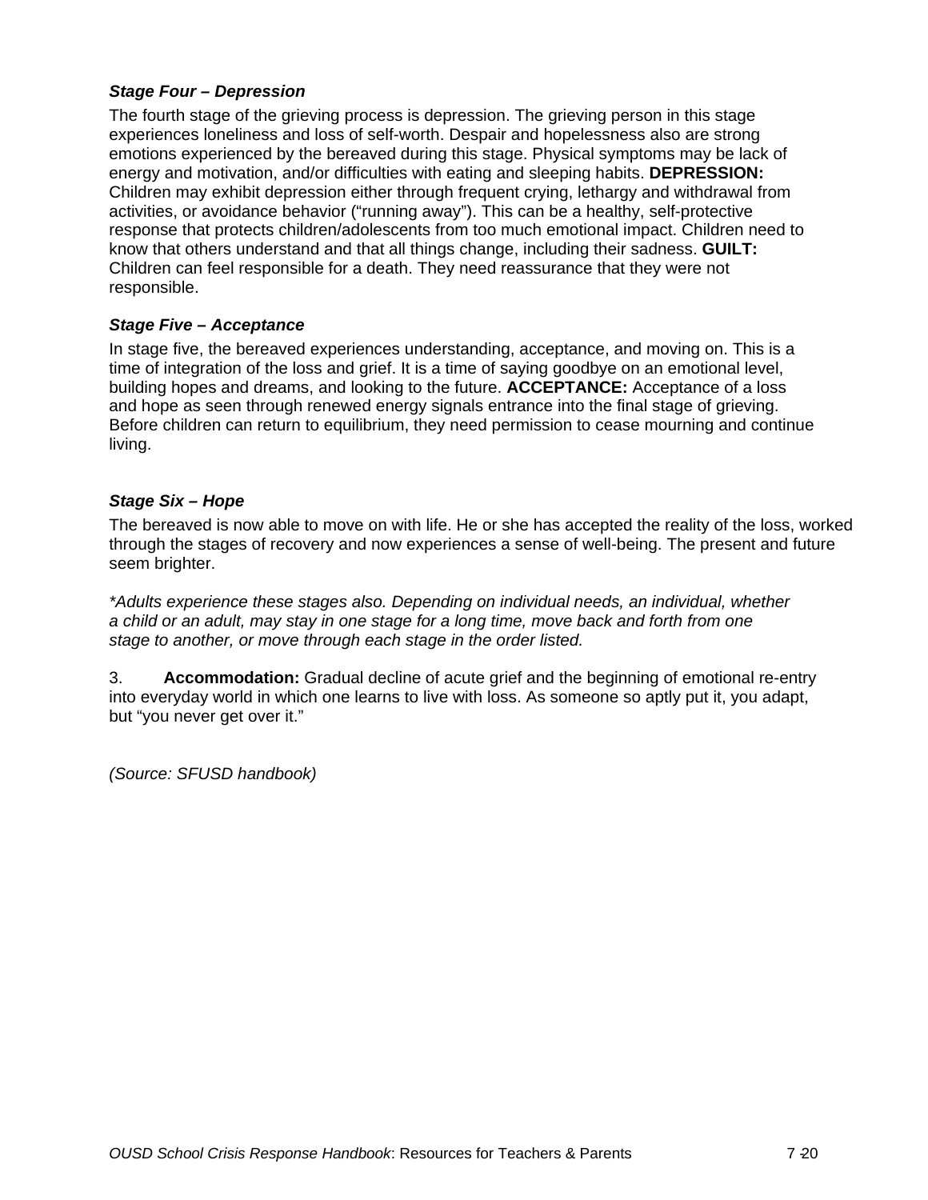***Stage Four – Depression***

The fourth stage of the grieving process is depression. The grieving person in this stage experiences loneliness and loss of self-worth. Despair and hopelessness also are strong emotions experienced by the bereaved during this stage. Physical symptoms may be lack of energy and motivation, and/or difficulties with eating and sleeping habits. **DEPRESSION:** Children may exhibit depression either through frequent crying, lethargy and withdrawal from activities, or avoidance behavior ("running away"). This can be a healthy, self-protective response that protects children/adolescents from too much emotional impact. Children need to know that others understand and that all things change, including their sadness. **GUILT:** Children can feel responsible for a death. They need reassurance that they were not responsible.

***Stage Five – Acceptance***

In stage five, the bereaved experiences understanding, acceptance, and moving on. This is a time of integration of the loss and grief. It is a time of saying goodbye on an emotional level, building hopes and dreams, and looking to the future. **ACCEPTANCE:** Acceptance of a loss and hope as seen through renewed energy signals entrance into the final stage of grieving. Before children can return to equilibrium, they need permission to cease mourning and continue living.

***Stage Six – Hope***

The bereaved is now able to move on with life. He or she has accepted the reality of the loss, worked through the stages of recovery and now experiences a sense of well-being. The present and future seem brighter.

*\*Adults experience these stages also. Depending on individual needs, an individual, whether a child or an adult, may stay in one stage for a long time, move back and forth from one stage to another, or move through each stage in the order listed.*

3. **Accommodation:** Gradual decline of acute grief and the beginning of emotional re-entry into everyday world in which one learns to live with loss. As someone so aptly put it, you adapt, but "you never get over it."

*(Source: SFUSD handbook)*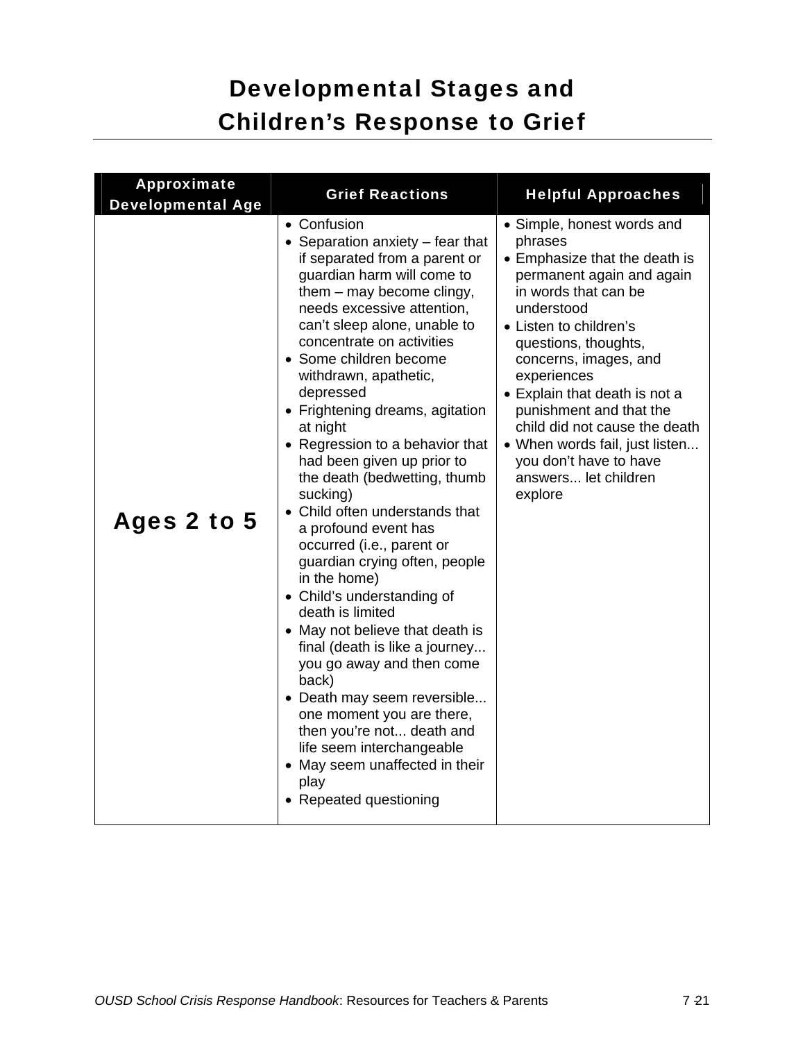# Developmental Stages and Children's Response to Grief

| Approximate Developmental Age | Grief Reactions | Helpful Approaches |
|---|---|---|
| **Ages 2 to 5** | • Confusion<br>• Separation anxiety – fear that if separated from a parent or guardian harm will come to them – may become clingy, needs excessive attention, can't sleep alone, unable to concentrate on activities<br>• Some children become withdrawn, apathetic, depressed<br>• Frightening dreams, agitation at night<br>• Regression to a behavior that had been given up prior to the death (bedwetting, thumb sucking)<br>• Child often understands that a profound event has occurred (i.e., parent or guardian crying often, people in the home)<br>• Child's understanding of death is limited<br>• May not believe that death is final (death is like a journey... you go away and then come back)<br>• Death may seem reversible... one moment you are there, then you're not... death and life seem interchangeable<br>• May seem unaffected in their play<br>• Repeated questioning | • Simple, honest words and phrases<br>• Emphasize that the death is permanent again and again in words that can be understood<br>• Listen to children's questions, thoughts, concerns, images, and experiences<br>• Explain that death is not a punishment and that the child did not cause the death<br>• When words fail, just listen... you don't have to have answers... let children explore |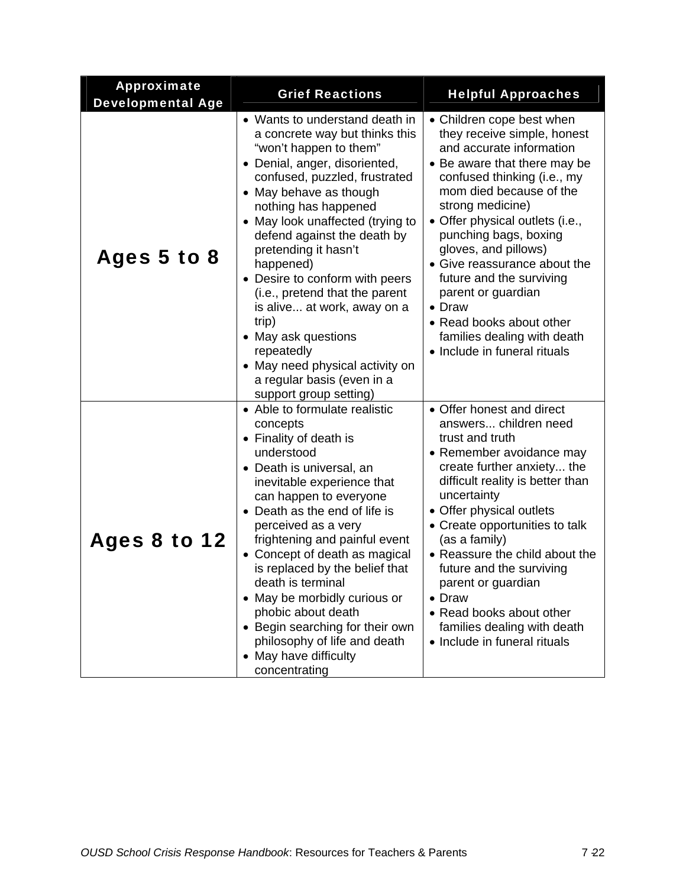| Approximate Developmental Age | Grief Reactions | Helpful Approaches |
|---|---|---|
| **Ages 5 to 8** | • Wants to understand death in a concrete way but thinks this "won't happen to them"<br>• Denial, anger, disoriented, confused, puzzled, frustrated<br>• May behave as though nothing has happened<br>• May look unaffected (trying to defend against the death by pretending it hasn't happened)<br>• Desire to conform with peers (i.e., pretend that the parent is alive... at work, away on a trip)<br>• May ask questions repeatedly<br>• May need physical activity on a regular basis (even in a support group setting) | • Children cope best when they receive simple, honest and accurate information<br>• Be aware that there may be confused thinking (i.e., my mom died because of the strong medicine)<br>• Offer physical outlets (i.e., punching bags, boxing gloves, and pillows)<br>• Give reassurance about the future and the surviving parent or guardian<br>• Draw<br>• Read books about other families dealing with death<br>• Include in funeral rituals |
| **Ages 8 to 12** | • Able to formulate realistic concepts<br>• Finality of death is understood<br>• Death is universal, an inevitable experience that can happen to everyone<br>• Death as the end of life is perceived as a very frightening and painful event<br>• Concept of death as magical is replaced by the belief that death is terminal<br>• May be morbidly curious or phobic about death<br>• Begin searching for their own philosophy of life and death<br>• May have difficulty concentrating | • Offer honest and direct answers... children need trust and truth<br>• Remember avoidance may create further anxiety... the difficult reality is better than uncertainty<br>• Offer physical outlets<br>• Create opportunities to talk (as a family)<br>• Reassure the child about the future and the surviving parent or guardian<br>• Draw<br>• Read books about other families dealing with death<br>• Include in funeral rituals |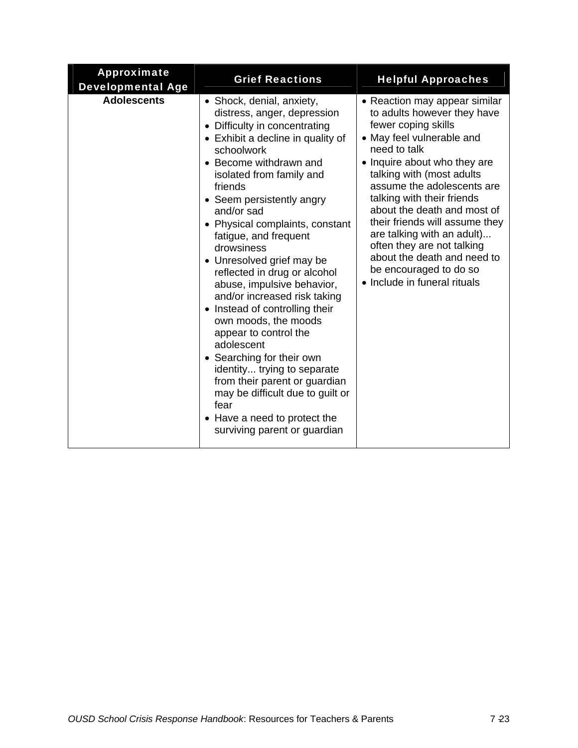| Approximate Developmental Age | Grief Reactions | Helpful Approaches |
|---|---|---|
| **Adolescents** | • Shock, denial, anxiety, distress, anger, depression<br>• Difficulty in concentrating<br>• Exhibit a decline in quality of schoolwork<br>• Become withdrawn and isolated from family and friends<br>• Seem persistently angry and/or sad<br>• Physical complaints, constant fatigue, and frequent drowsiness<br>• Unresolved grief may be reflected in drug or alcohol abuse, impulsive behavior, and/or increased risk taking<br>• Instead of controlling their own moods, the moods appear to control the adolescent<br>• Searching for their own identity... trying to separate from their parent or guardian may be difficult due to guilt or fear<br>• Have a need to protect the surviving parent or guardian | • Reaction may appear similar to adults however they have fewer coping skills<br>• May feel vulnerable and need to talk<br>• Inquire about who they are talking with (most adults assume the adolescents are talking with their friends about the death and most of their friends will assume they are talking with an adult)... often they are not talking about the death and need to be encouraged to do so<br>• Include in funeral rituals |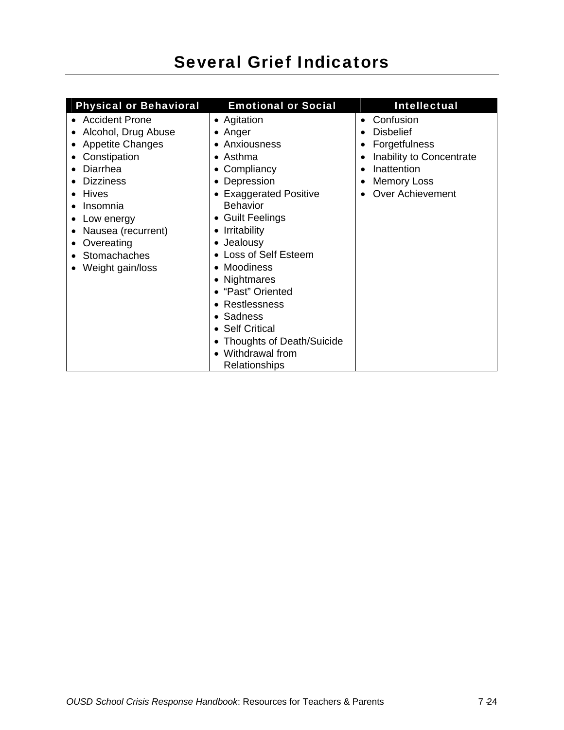# Several Grief Indicators

| Physical or Behavioral | Emotional or Social | Intellectual |
|---|---|---|
| • Accident Prone<br>• Alcohol, Drug Abuse<br>• Appetite Changes<br>• Constipation<br>• Diarrhea<br>• Dizziness<br>• Hives<br>• Insomnia<br>• Low energy<br>• Nausea (recurrent)<br>• Overeating<br>• Stomachaches<br>• Weight gain/loss | • Agitation<br>• Anger<br>• Anxiousness<br>• Asthma<br>• Compliancy<br>• Depression<br>• Exaggerated Positive Behavior<br>• Guilt Feelings<br>• Irritability<br>• Jealousy<br>• Loss of Self Esteem<br>• Moodiness<br>• Nightmares<br>• "Past" Oriented<br>• Restlessness<br>• Sadness<br>• Self Critical<br>• Thoughts of Death/Suicide<br>• Withdrawal from Relationships | • Confusion<br>• Disbelief<br>• Forgetfulness<br>• Inability to Concentrate<br>• Inattention<br>• Memory Loss<br>• Over Achievement |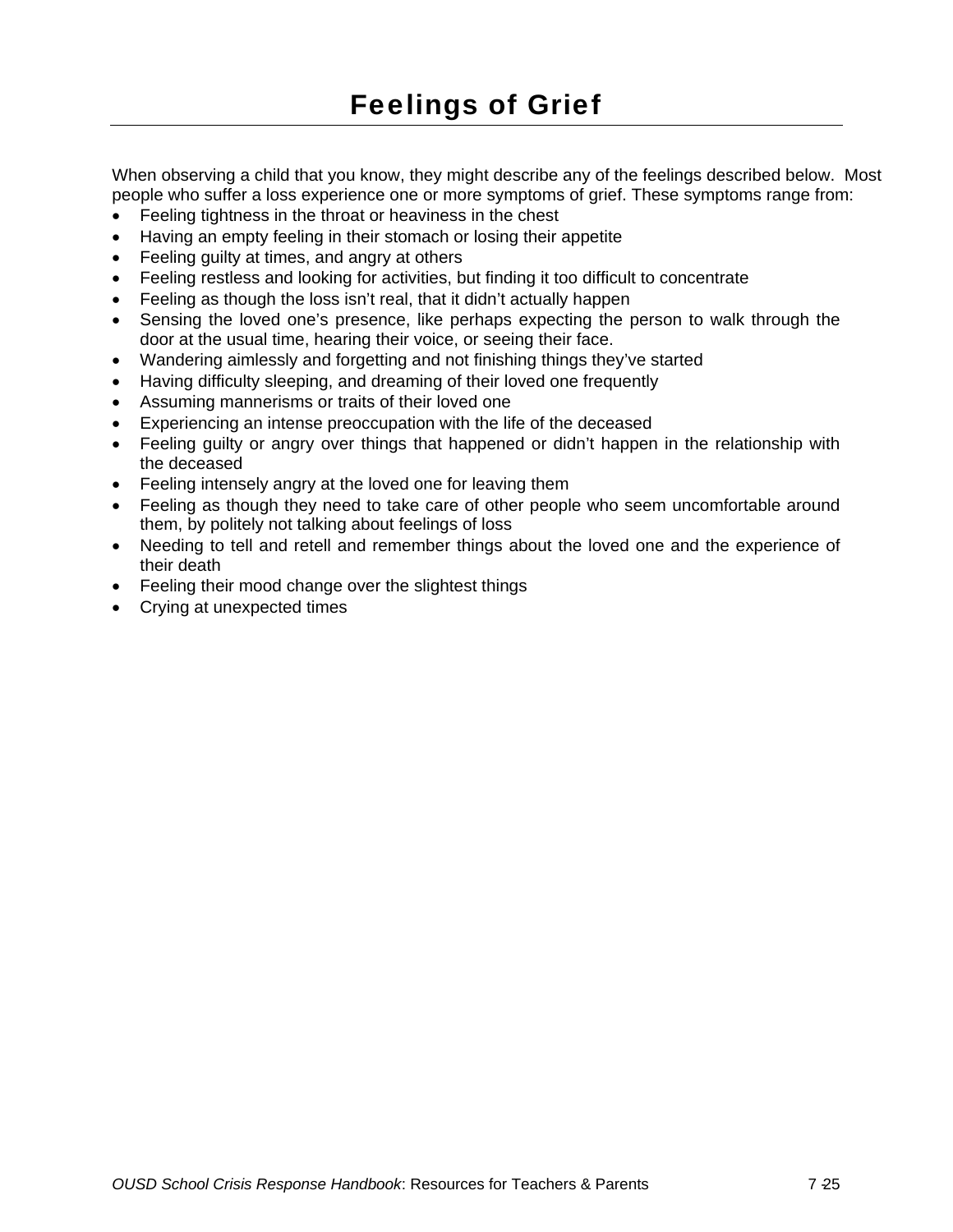# Feelings of Grief

When observing a child that you know, they might describe any of the feelings described below. Most people who suffer a loss experience one or more symptoms of grief. These symptoms range from:

- Feeling tightness in the throat or heaviness in the chest
- Having an empty feeling in their stomach or losing their appetite
- Feeling guilty at times, and angry at others
- Feeling restless and looking for activities, but finding it too difficult to concentrate
- Feeling as though the loss isn't real, that it didn't actually happen
- Sensing the loved one's presence, like perhaps expecting the person to walk through the door at the usual time, hearing their voice, or seeing their face.
- Wandering aimlessly and forgetting and not finishing things they've started
- Having difficulty sleeping, and dreaming of their loved one frequently
- Assuming mannerisms or traits of their loved one
- Experiencing an intense preoccupation with the life of the deceased
- Feeling guilty or angry over things that happened or didn't happen in the relationship with the deceased
- Feeling intensely angry at the loved one for leaving them
- Feeling as though they need to take care of other people who seem uncomfortable around them, by politely not talking about feelings of loss
- Needing to tell and retell and remember things about the loved one and the experience of their death
- Feeling their mood change over the slightest things
- Crying at unexpected times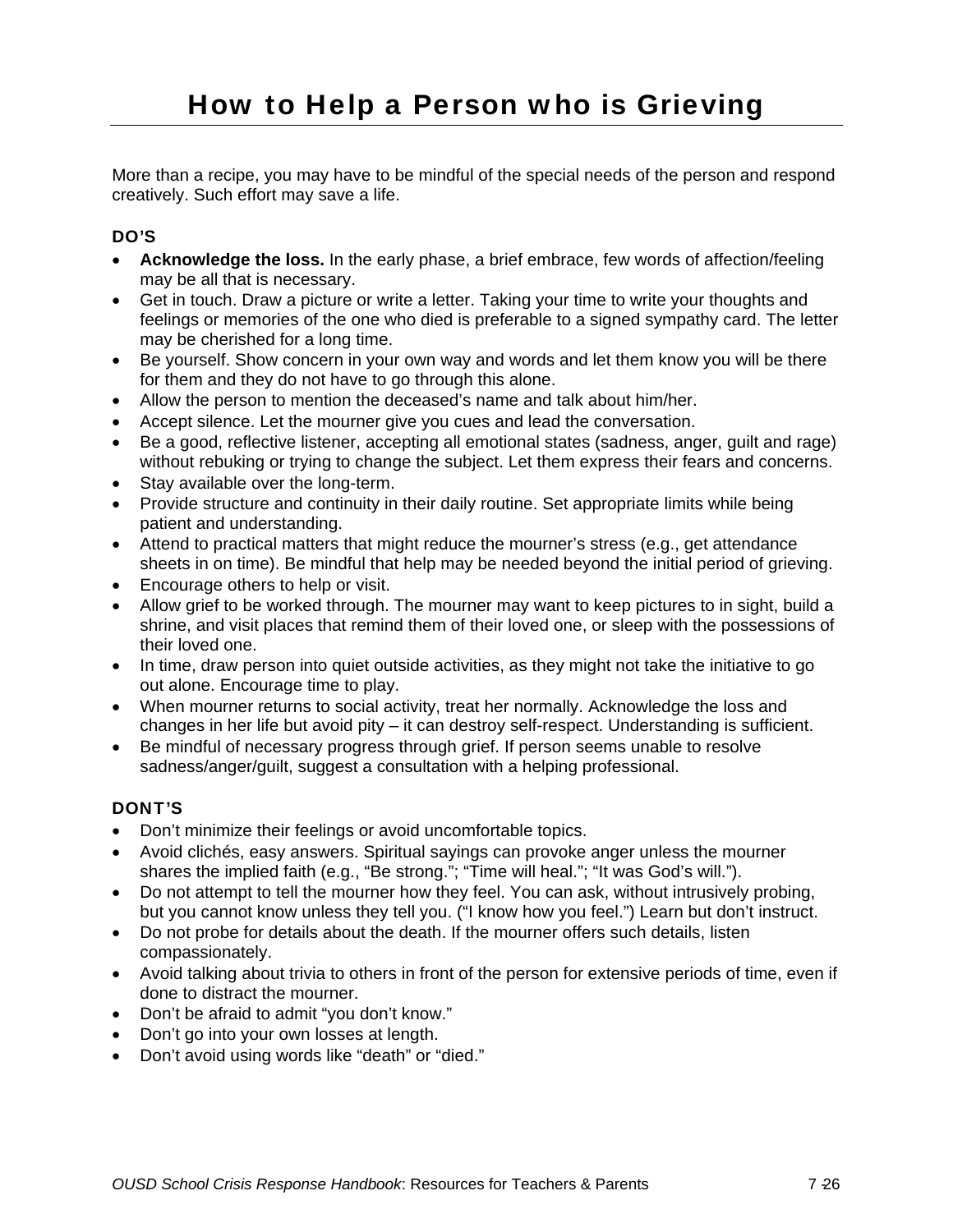# How to Help a Person who is Grieving

More than a recipe, you may have to be mindful of the special needs of the person and respond creatively. Such effort may save a life.

### DO'S

- **Acknowledge the loss.** In the early phase, a brief embrace, few words of affection/feeling may be all that is necessary.
- Get in touch. Draw a picture or write a letter. Taking your time to write your thoughts and feelings or memories of the one who died is preferable to a signed sympathy card. The letter may be cherished for a long time.
- Be yourself. Show concern in your own way and words and let them know you will be there for them and they do not have to go through this alone.
- Allow the person to mention the deceased's name and talk about him/her.
- Accept silence. Let the mourner give you cues and lead the conversation.
- Be a good, reflective listener, accepting all emotional states (sadness, anger, guilt and rage) without rebuking or trying to change the subject. Let them express their fears and concerns.
- Stay available over the long-term.
- Provide structure and continuity in their daily routine. Set appropriate limits while being patient and understanding.
- Attend to practical matters that might reduce the mourner's stress (e.g., get attendance sheets in on time). Be mindful that help may be needed beyond the initial period of grieving.
- Encourage others to help or visit.
- Allow grief to be worked through. The mourner may want to keep pictures to in sight, build a shrine, and visit places that remind them of their loved one, or sleep with the possessions of their loved one.
- In time, draw person into quiet outside activities, as they might not take the initiative to go out alone. Encourage time to play.
- When mourner returns to social activity, treat her normally. Acknowledge the loss and changes in her life but avoid pity – it can destroy self-respect. Understanding is sufficient.
- Be mindful of necessary progress through grief. If person seems unable to resolve sadness/anger/guilt, suggest a consultation with a helping professional.

### DONT'S

- Don't minimize their feelings or avoid uncomfortable topics.
- Avoid clichés, easy answers. Spiritual sayings can provoke anger unless the mourner shares the implied faith (e.g., "Be strong."; "Time will heal."; "It was God's will.").
- Do not attempt to tell the mourner how they feel. You can ask, without intrusively probing, but you cannot know unless they tell you. ("I know how you feel.") Learn but don't instruct.
- Do not probe for details about the death. If the mourner offers such details, listen compassionately.
- Avoid talking about trivia to others in front of the person for extensive periods of time, even if done to distract the mourner.
- Don't be afraid to admit "you don't know."
- Don't go into your own losses at length.
- Don't avoid using words like "death" or "died."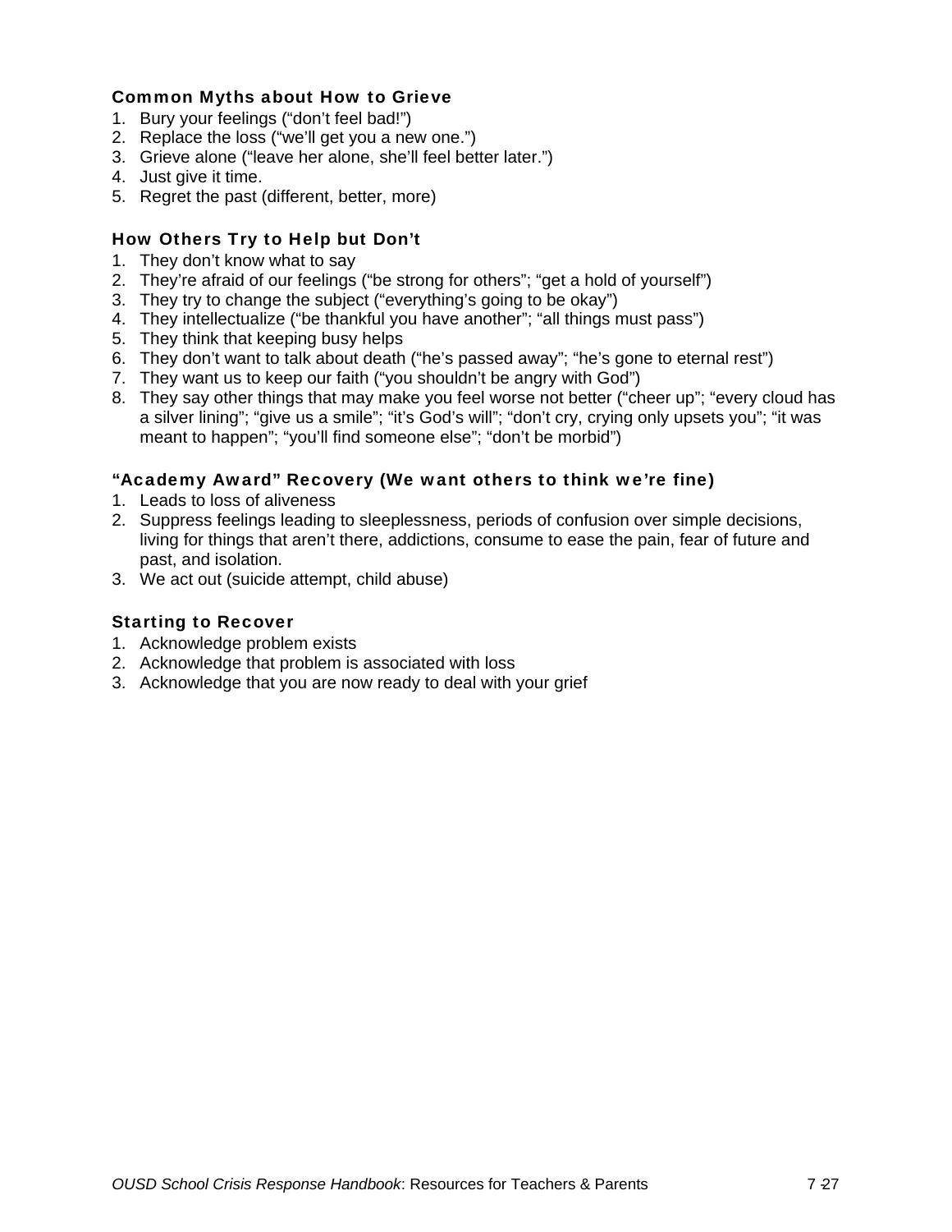### Common Myths about How to Grieve

1. Bury your feelings (“don’t feel bad!”)
2. Replace the loss (“we’ll get you a new one.”)
3. Grieve alone (“leave her alone, she’ll feel better later.”)
4. Just give it time.
5. Regret the past (different, better, more)

### How Others Try to Help but Don’t

1. They don’t know what to say
2. They’re afraid of our feelings (“be strong for others”; “get a hold of yourself”)
3. They try to change the subject (“everything’s going to be okay”)
4. They intellectualize (“be thankful you have another”; “all things must pass”)
5. They think that keeping busy helps
6. They don’t want to talk about death (“he’s passed away”; “he’s gone to eternal rest”)
7. They want us to keep our faith (“you shouldn’t be angry with God”)
8. They say other things that may make you feel worse not better (“cheer up”; “every cloud has a silver lining”; “give us a smile”; “it’s God’s will”; “don’t cry, crying only upsets you”; “it was meant to happen”; “you’ll find someone else”; “don’t be morbid”)

### “Academy Award” Recovery (We want others to think we’re fine)

1. Leads to loss of aliveness
2. Suppress feelings leading to sleeplessness, periods of confusion over simple decisions, living for things that aren’t there, addictions, consume to ease the pain, fear of future and past, and isolation.
3. We act out (suicide attempt, child abuse)

### Starting to Recover

1. Acknowledge problem exists
2. Acknowledge that problem is associated with loss
3. Acknowledge that you are now ready to deal with your grief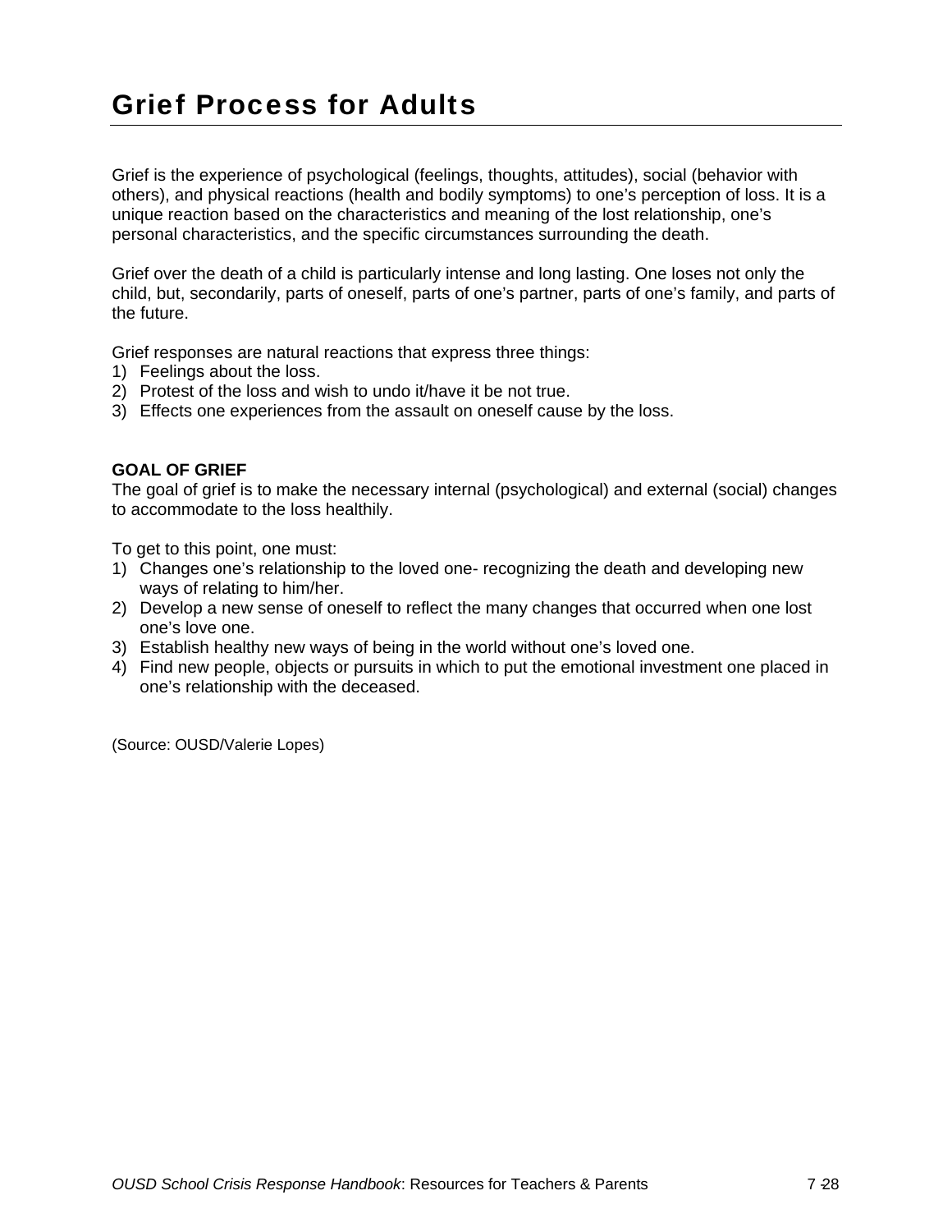# Grief Process for Adults

Grief is the experience of psychological (feelings, thoughts, attitudes), social (behavior with others), and physical reactions (health and bodily symptoms) to one's perception of loss. It is a unique reaction based on the characteristics and meaning of the lost relationship, one's personal characteristics, and the specific circumstances surrounding the death.

Grief over the death of a child is particularly intense and long lasting. One loses not only the child, but, secondarily, parts of oneself, parts of one's partner, parts of one's family, and parts of the future.

Grief responses are natural reactions that express three things:

1) Feelings about the loss.
2) Protest of the loss and wish to undo it/have it be not true.
3) Effects one experiences from the assault on oneself cause by the loss.

**GOAL OF GRIEF**

The goal of grief is to make the necessary internal (psychological) and external (social) changes to accommodate to the loss healthily.

To get to this point, one must:

1) Changes one's relationship to the loved one- recognizing the death and developing new ways of relating to him/her.
2) Develop a new sense of oneself to reflect the many changes that occurred when one lost one's love one.
3) Establish healthy new ways of being in the world without one's loved one.
4) Find new people, objects or pursuits in which to put the emotional investment one placed in one's relationship with the deceased.

(Source: OUSD/Valerie Lopes)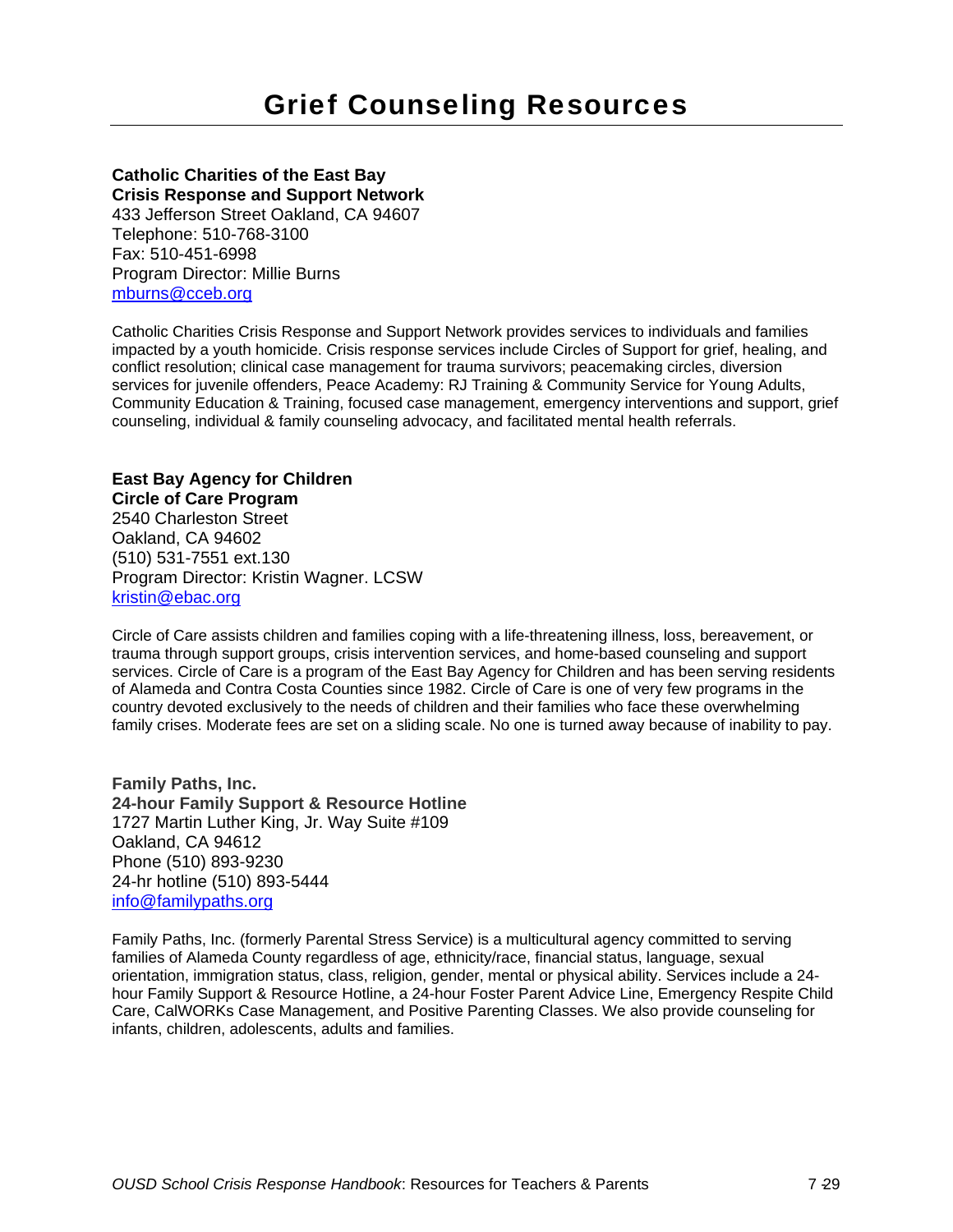# Grief Counseling Resources

**Catholic Charities of the East Bay**
**Crisis Response and Support Network**
433 Jefferson Street Oakland, CA 94607
Telephone: 510-768-3100
Fax: 510-451-6998
Program Director: Millie Burns
mburns@cceb.org

Catholic Charities Crisis Response and Support Network provides services to individuals and families impacted by a youth homicide. Crisis response services include Circles of Support for grief, healing, and conflict resolution; clinical case management for trauma survivors; peacemaking circles, diversion services for juvenile offenders, Peace Academy: RJ Training & Community Service for Young Adults, Community Education & Training, focused case management, emergency interventions and support, grief counseling, individual & family counseling advocacy, and facilitated mental health referrals.

**East Bay Agency for Children**
**Circle of Care Program**
2540 Charleston Street
Oakland, CA 94602
(510) 531-7551 ext.130
Program Director: Kristin Wagner. LCSW
kristin@ebac.org

Circle of Care assists children and families coping with a life-threatening illness, loss, bereavement, or trauma through support groups, crisis intervention services, and home-based counseling and support services. Circle of Care is a program of the East Bay Agency for Children and has been serving residents of Alameda and Contra Costa Counties since 1982. Circle of Care is one of very few programs in the country devoted exclusively to the needs of children and their families who face these overwhelming family crises. Moderate fees are set on a sliding scale. No one is turned away because of inability to pay.

**Family Paths, Inc.**
**24-hour Family Support & Resource Hotline**
1727 Martin Luther King, Jr. Way Suite #109
Oakland, CA 94612
Phone (510) 893-9230
24-hr hotline (510) 893-5444
info@familypaths.org

Family Paths, Inc. (formerly Parental Stress Service) is a multicultural agency committed to serving families of Alameda County regardless of age, ethnicity/race, financial status, language, sexual orientation, immigration status, class, religion, gender, mental or physical ability. Services include a 24-hour Family Support & Resource Hotline, a 24-hour Foster Parent Advice Line, Emergency Respite Child Care, CalWORKs Case Management, and Positive Parenting Classes. We also provide counseling for infants, children, adolescents, adults and families.